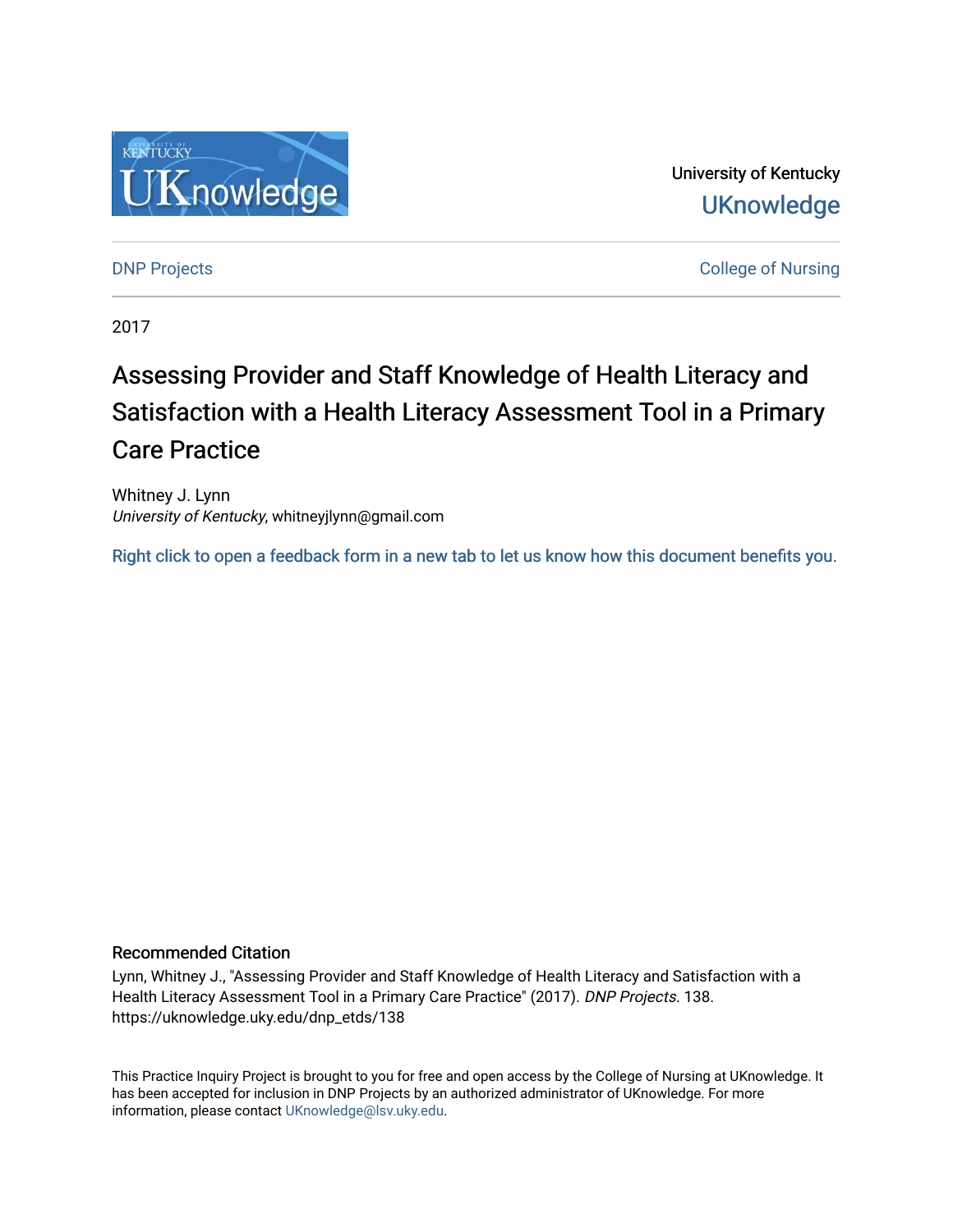University of Kentucky

UKnowledge

DNP Projects

College of Nursing

2017

# Assessing Provider and Staff Knowledge of Health Literacy and Satisfaction with a Health Literacy Assessment Tool in a Primary Care Practice

Whitney J. Lynn
*University of Kentucky*, whitneyjlynn@gmail.com

Right click to open a feedback form in a new tab to let us know how this document benefits you.

## Recommended Citation

Lynn, Whitney J., "Assessing Provider and Staff Knowledge of Health Literacy and Satisfaction with a Health Literacy Assessment Tool in a Primary Care Practice" (2017). *DNP Projects*. 138.
https://uknowledge.uky.edu/dnp_etds/138

This Practice Inquiry Project is brought to you for free and open access by the College of Nursing at UKnowledge. It has been accepted for inclusion in DNP Projects by an authorized administrator of UKnowledge. For more information, please contact UKnowledge@lsv.uky.edu.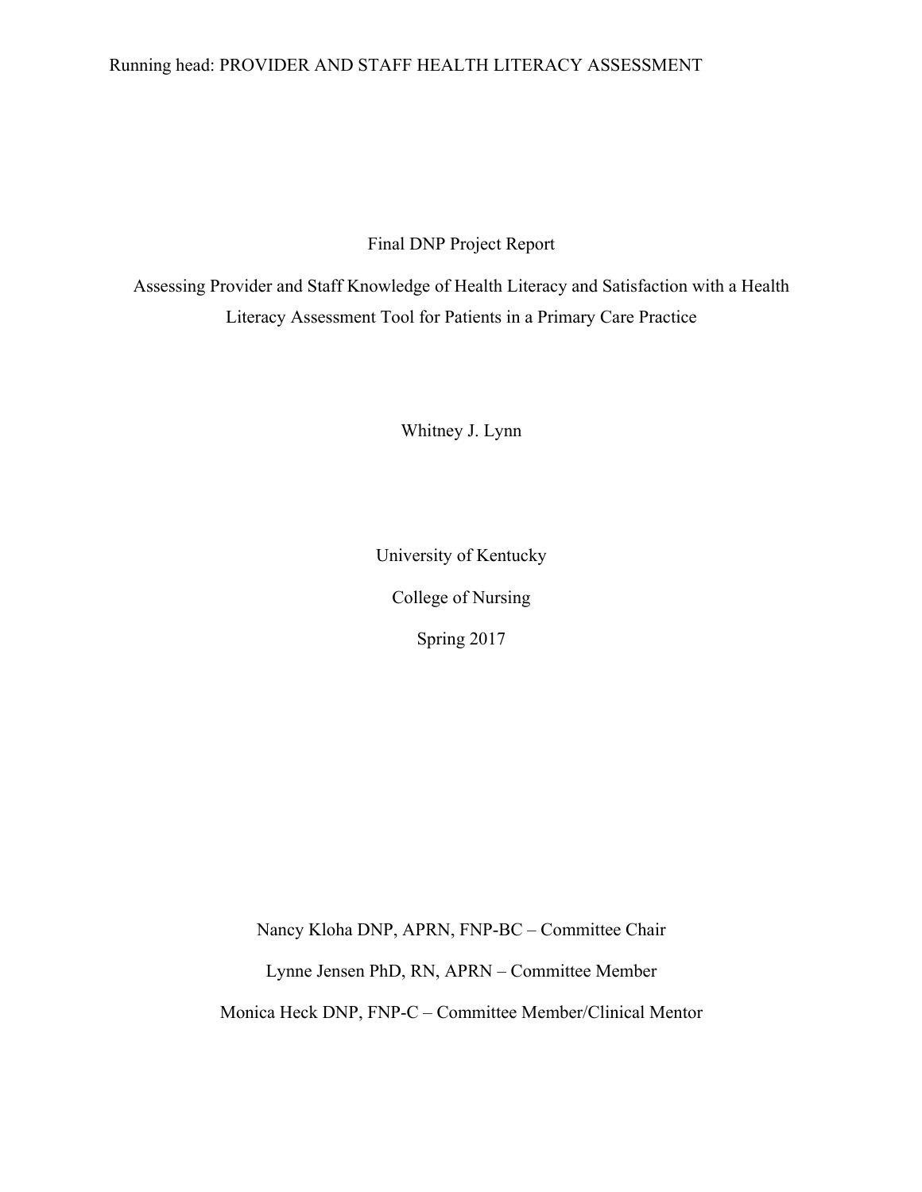Final DNP Project Report

Assessing Provider and Staff Knowledge of Health Literacy and Satisfaction with a Health Literacy Assessment Tool for Patients in a Primary Care Practice

Whitney J. Lynn

University of Kentucky

College of Nursing

Spring 2017

Nancy Kloha DNP, APRN, FNP-BC – Committee Chair

Lynne Jensen PhD, RN, APRN – Committee Member

Monica Heck DNP, FNP-C – Committee Member/Clinical Mentor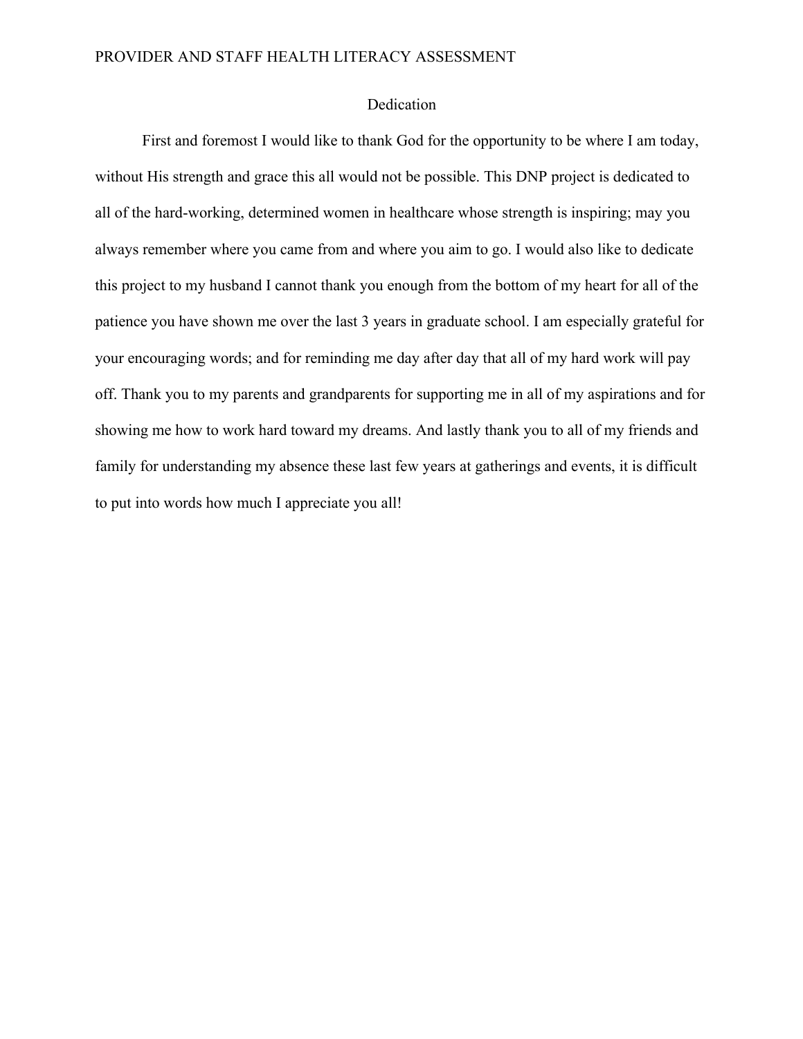# Dedication

First and foremost I would like to thank God for the opportunity to be where I am today, without His strength and grace this all would not be possible. This DNP project is dedicated to all of the hard-working, determined women in healthcare whose strength is inspiring; may you always remember where you came from and where you aim to go. I would also like to dedicate this project to my husband I cannot thank you enough from the bottom of my heart for all of the patience you have shown me over the last 3 years in graduate school. I am especially grateful for your encouraging words; and for reminding me day after day that all of my hard work will pay off. Thank you to my parents and grandparents for supporting me in all of my aspirations and for showing me how to work hard toward my dreams. And lastly thank you to all of my friends and family for understanding my absence these last few years at gatherings and events, it is difficult to put into words how much I appreciate you all!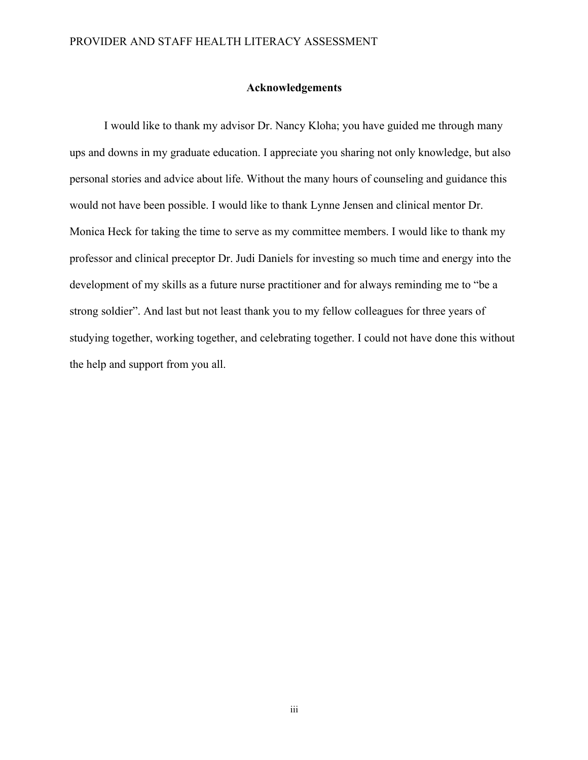## Acknowledgements

I would like to thank my advisor Dr. Nancy Kloha; you have guided me through many ups and downs in my graduate education. I appreciate you sharing not only knowledge, but also personal stories and advice about life. Without the many hours of counseling and guidance this would not have been possible. I would like to thank Lynne Jensen and clinical mentor Dr. Monica Heck for taking the time to serve as my committee members. I would like to thank my professor and clinical preceptor Dr. Judi Daniels for investing so much time and energy into the development of my skills as a future nurse practitioner and for always reminding me to "be a strong soldier". And last but not least thank you to my fellow colleagues for three years of studying together, working together, and celebrating together. I could not have done this without the help and support from you all.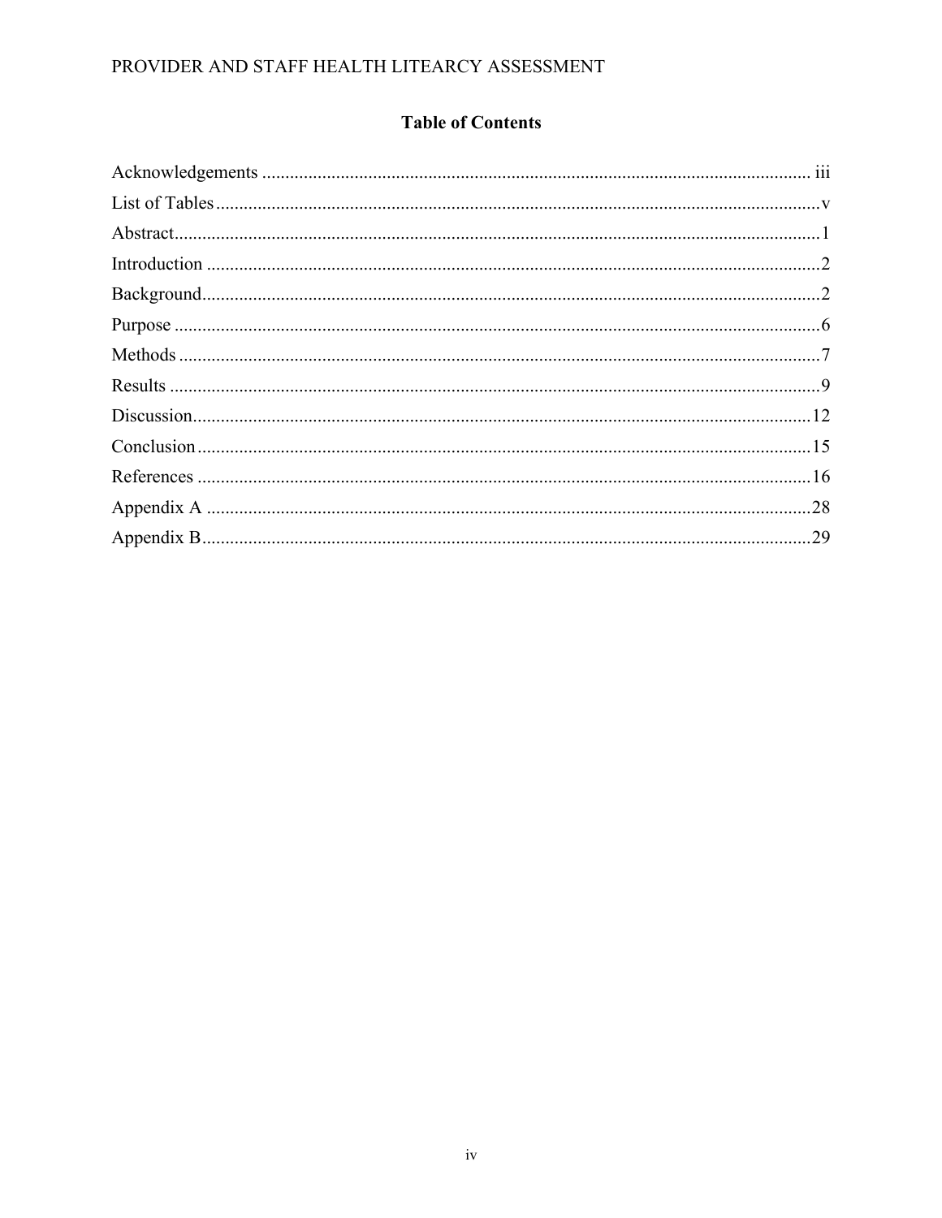## Table of Contents

Acknowledgements ..... iii
List of Tables ..... v
Abstract ..... 1
Introduction ..... 2
Background ..... 2
Purpose ..... 6
Methods ..... 7
Results ..... 9
Discussion ..... 12
Conclusion ..... 15
References ..... 16
Appendix A ..... 28
Appendix B ..... 29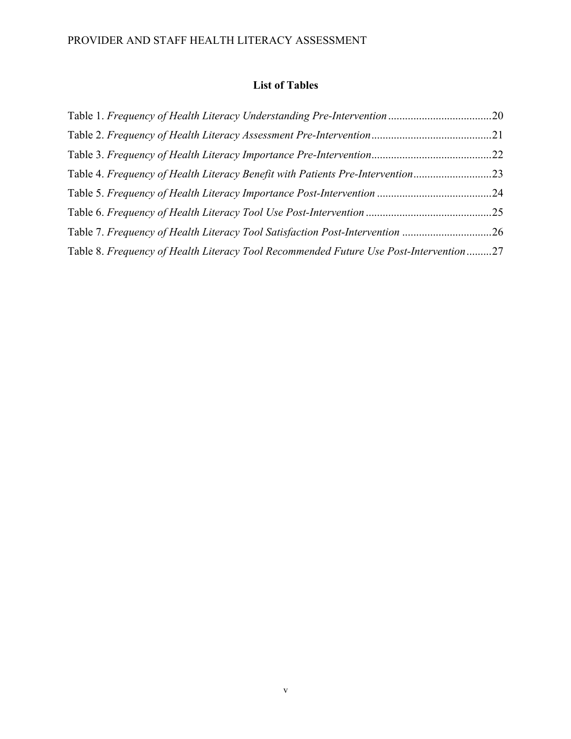## List of Tables

Table 1. *Frequency of Health Literacy Understanding Pre-Intervention* .....................................20

Table 2. *Frequency of Health Literacy Assessment Pre-Intervention* ...........................................21

Table 3. *Frequency of Health Literacy Importance Pre-Intervention* ...........................................22

Table 4. *Frequency of Health Literacy Benefit with Patients Pre-Intervention* ............................23

Table 5. *Frequency of Health Literacy Importance Post-Intervention* .........................................24

Table 6. *Frequency of Health Literacy Tool Use Post-Intervention* .............................................25

Table 7. *Frequency of Health Literacy Tool Satisfaction Post-Intervention* ................................26

Table 8. *Frequency of Health Literacy Tool Recommended Future Use Post-Intervention* .........27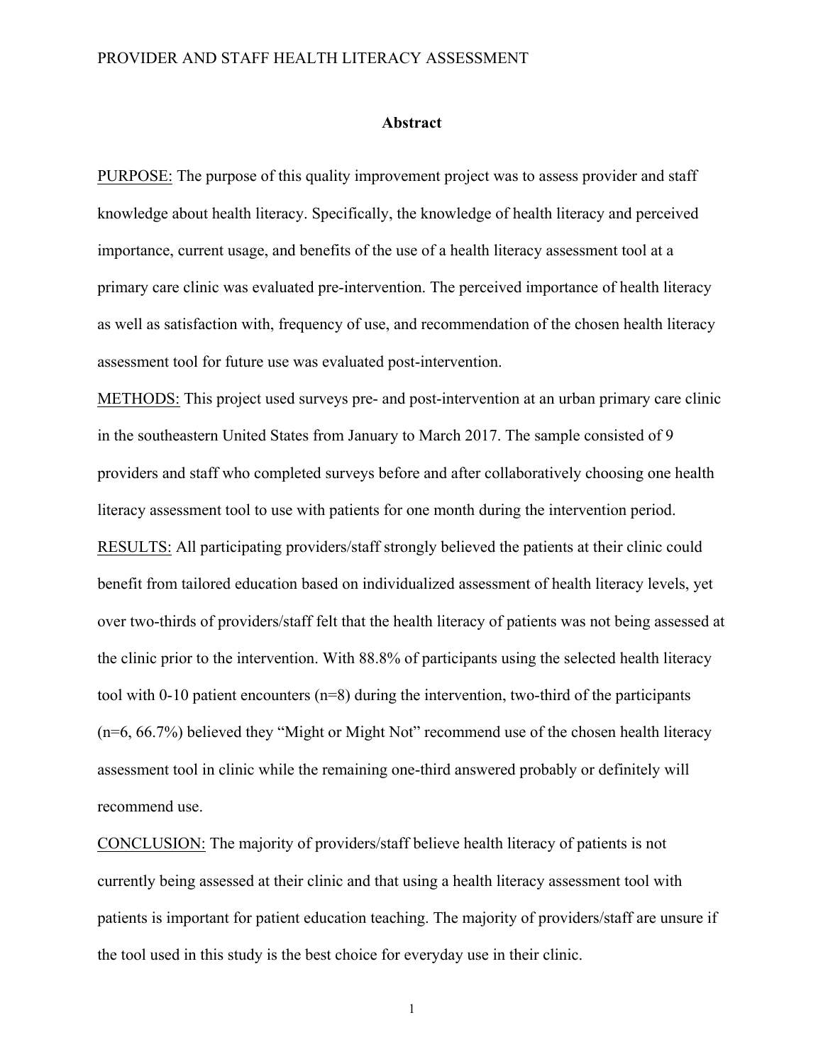## Abstract

PURPOSE: The purpose of this quality improvement project was to assess provider and staff knowledge about health literacy. Specifically, the knowledge of health literacy and perceived importance, current usage, and benefits of the use of a health literacy assessment tool at a primary care clinic was evaluated pre-intervention. The perceived importance of health literacy as well as satisfaction with, frequency of use, and recommendation of the chosen health literacy assessment tool for future use was evaluated post-intervention.

METHODS: This project used surveys pre- and post-intervention at an urban primary care clinic in the southeastern United States from January to March 2017. The sample consisted of 9 providers and staff who completed surveys before and after collaboratively choosing one health literacy assessment tool to use with patients for one month during the intervention period.

RESULTS: All participating providers/staff strongly believed the patients at their clinic could benefit from tailored education based on individualized assessment of health literacy levels, yet over two-thirds of providers/staff felt that the health literacy of patients was not being assessed at the clinic prior to the intervention. With 88.8% of participants using the selected health literacy tool with 0-10 patient encounters (n=8) during the intervention, two-third of the participants (n=6, 66.7%) believed they "Might or Might Not" recommend use of the chosen health literacy assessment tool in clinic while the remaining one-third answered probably or definitely will recommend use.

CONCLUSION: The majority of providers/staff believe health literacy of patients is not currently being assessed at their clinic and that using a health literacy assessment tool with patients is important for patient education teaching. The majority of providers/staff are unsure if the tool used in this study is the best choice for everyday use in their clinic.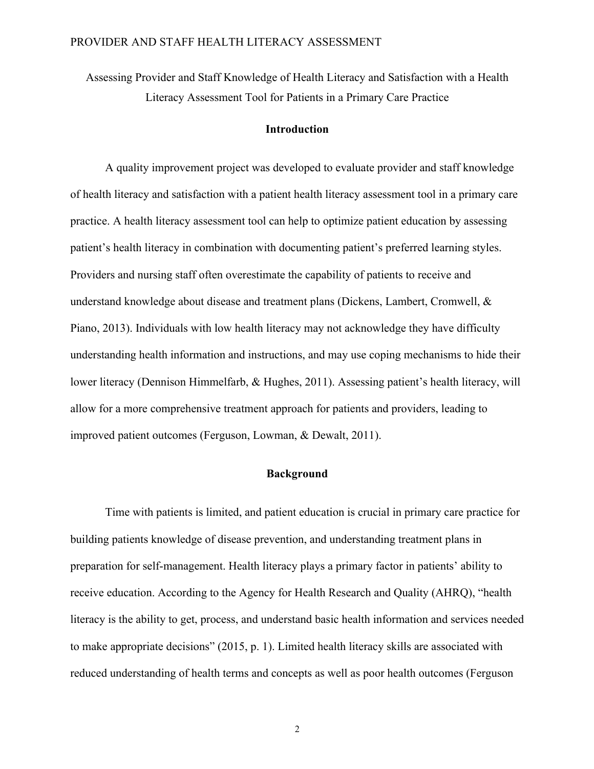Assessing Provider and Staff Knowledge of Health Literacy and Satisfaction with a Health Literacy Assessment Tool for Patients in a Primary Care Practice

## Introduction

A quality improvement project was developed to evaluate provider and staff knowledge of health literacy and satisfaction with a patient health literacy assessment tool in a primary care practice. A health literacy assessment tool can help to optimize patient education by assessing patient's health literacy in combination with documenting patient's preferred learning styles. Providers and nursing staff often overestimate the capability of patients to receive and understand knowledge about disease and treatment plans (Dickens, Lambert, Cromwell, & Piano, 2013). Individuals with low health literacy may not acknowledge they have difficulty understanding health information and instructions, and may use coping mechanisms to hide their lower literacy (Dennison Himmelfarb, & Hughes, 2011). Assessing patient's health literacy, will allow for a more comprehensive treatment approach for patients and providers, leading to improved patient outcomes (Ferguson, Lowman, & Dewalt, 2011).

## Background

Time with patients is limited, and patient education is crucial in primary care practice for building patients knowledge of disease prevention, and understanding treatment plans in preparation for self-management. Health literacy plays a primary factor in patients' ability to receive education. According to the Agency for Health Research and Quality (AHRQ), "health literacy is the ability to get, process, and understand basic health information and services needed to make appropriate decisions" (2015, p. 1). Limited health literacy skills are associated with reduced understanding of health terms and concepts as well as poor health outcomes (Ferguson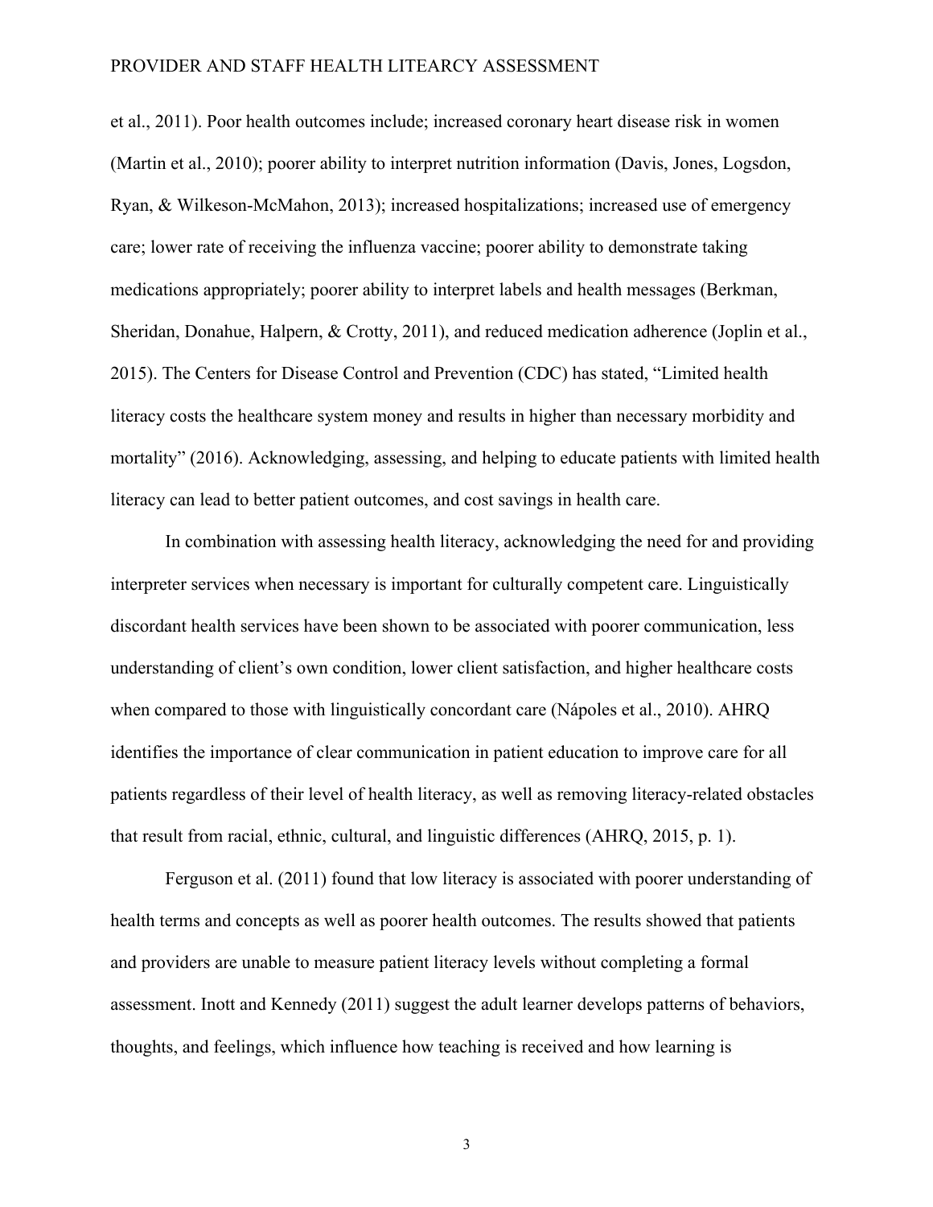et al., 2011). Poor health outcomes include; increased coronary heart disease risk in women (Martin et al., 2010); poorer ability to interpret nutrition information (Davis, Jones, Logsdon, Ryan, & Wilkeson-McMahon, 2013); increased hospitalizations; increased use of emergency care; lower rate of receiving the influenza vaccine; poorer ability to demonstrate taking medications appropriately; poorer ability to interpret labels and health messages (Berkman, Sheridan, Donahue, Halpern, & Crotty, 2011), and reduced medication adherence (Joplin et al., 2015). The Centers for Disease Control and Prevention (CDC) has stated, "Limited health literacy costs the healthcare system money and results in higher than necessary morbidity and mortality" (2016). Acknowledging, assessing, and helping to educate patients with limited health literacy can lead to better patient outcomes, and cost savings in health care.

In combination with assessing health literacy, acknowledging the need for and providing interpreter services when necessary is important for culturally competent care. Linguistically discordant health services have been shown to be associated with poorer communication, less understanding of client's own condition, lower client satisfaction, and higher healthcare costs when compared to those with linguistically concordant care (Nápoles et al., 2010). AHRQ identifies the importance of clear communication in patient education to improve care for all patients regardless of their level of health literacy, as well as removing literacy-related obstacles that result from racial, ethnic, cultural, and linguistic differences (AHRQ, 2015, p. 1).

Ferguson et al. (2011) found that low literacy is associated with poorer understanding of health terms and concepts as well as poorer health outcomes. The results showed that patients and providers are unable to measure patient literacy levels without completing a formal assessment. Inott and Kennedy (2011) suggest the adult learner develops patterns of behaviors, thoughts, and feelings, which influence how teaching is received and how learning is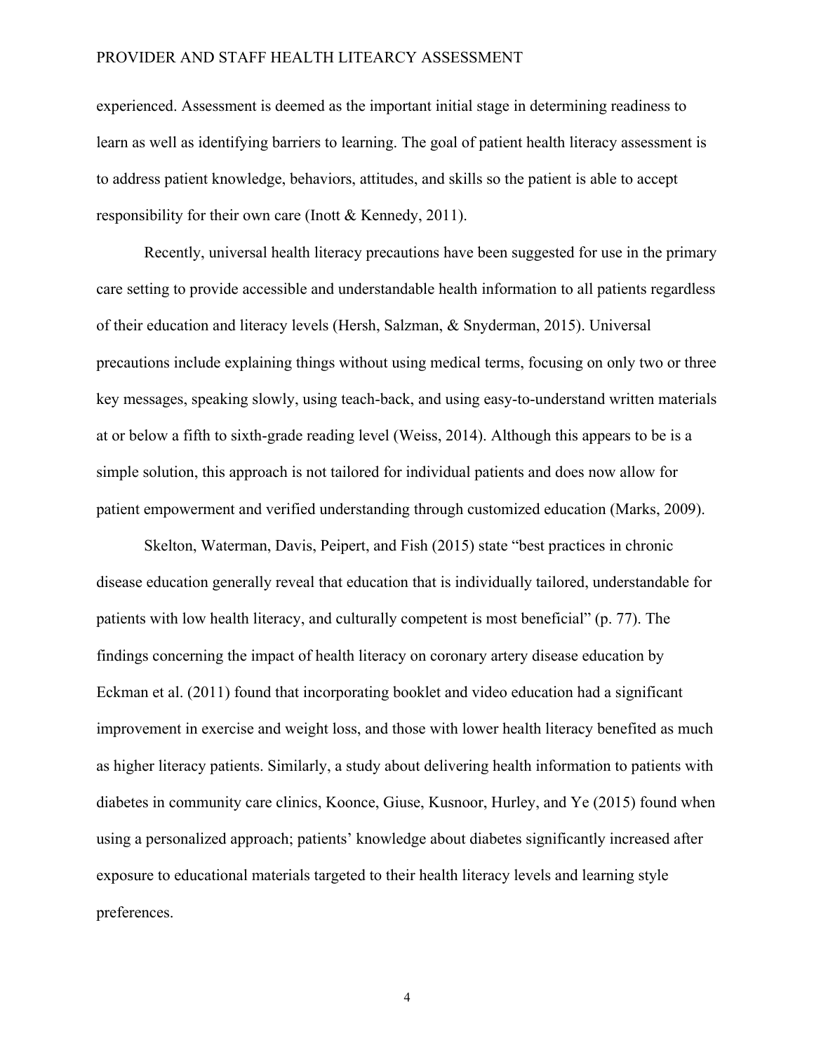experienced. Assessment is deemed as the important initial stage in determining readiness to learn as well as identifying barriers to learning. The goal of patient health literacy assessment is to address patient knowledge, behaviors, attitudes, and skills so the patient is able to accept responsibility for their own care (Inott & Kennedy, 2011).

Recently, universal health literacy precautions have been suggested for use in the primary care setting to provide accessible and understandable health information to all patients regardless of their education and literacy levels (Hersh, Salzman, & Snyderman, 2015). Universal precautions include explaining things without using medical terms, focusing on only two or three key messages, speaking slowly, using teach-back, and using easy-to-understand written materials at or below a fifth to sixth-grade reading level (Weiss, 2014). Although this appears to be is a simple solution, this approach is not tailored for individual patients and does now allow for patient empowerment and verified understanding through customized education (Marks, 2009).

Skelton, Waterman, Davis, Peipert, and Fish (2015) state "best practices in chronic disease education generally reveal that education that is individually tailored, understandable for patients with low health literacy, and culturally competent is most beneficial" (p. 77). The findings concerning the impact of health literacy on coronary artery disease education by Eckman et al. (2011) found that incorporating booklet and video education had a significant improvement in exercise and weight loss, and those with lower health literacy benefited as much as higher literacy patients. Similarly, a study about delivering health information to patients with diabetes in community care clinics, Koonce, Giuse, Kusnoor, Hurley, and Ye (2015) found when using a personalized approach; patients' knowledge about diabetes significantly increased after exposure to educational materials targeted to their health literacy levels and learning style preferences.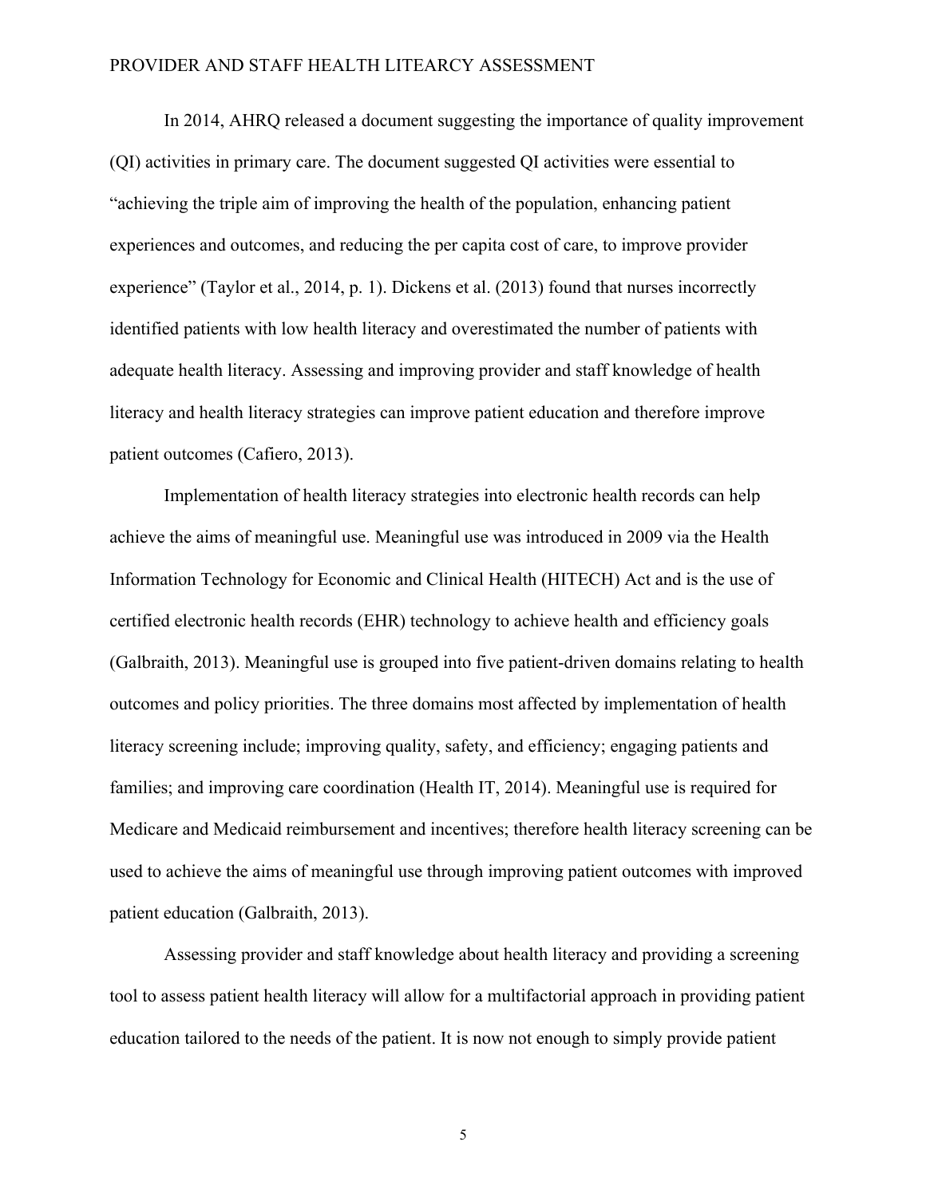In 2014, AHRQ released a document suggesting the importance of quality improvement (QI) activities in primary care. The document suggested QI activities were essential to "achieving the triple aim of improving the health of the population, enhancing patient experiences and outcomes, and reducing the per capita cost of care, to improve provider experience" (Taylor et al., 2014, p. 1). Dickens et al. (2013) found that nurses incorrectly identified patients with low health literacy and overestimated the number of patients with adequate health literacy. Assessing and improving provider and staff knowledge of health literacy and health literacy strategies can improve patient education and therefore improve patient outcomes (Cafiero, 2013).

Implementation of health literacy strategies into electronic health records can help achieve the aims of meaningful use. Meaningful use was introduced in 2009 via the Health Information Technology for Economic and Clinical Health (HITECH) Act and is the use of certified electronic health records (EHR) technology to achieve health and efficiency goals (Galbraith, 2013). Meaningful use is grouped into five patient-driven domains relating to health outcomes and policy priorities. The three domains most affected by implementation of health literacy screening include; improving quality, safety, and efficiency; engaging patients and families; and improving care coordination (Health IT, 2014). Meaningful use is required for Medicare and Medicaid reimbursement and incentives; therefore health literacy screening can be used to achieve the aims of meaningful use through improving patient outcomes with improved patient education (Galbraith, 2013).

Assessing provider and staff knowledge about health literacy and providing a screening tool to assess patient health literacy will allow for a multifactorial approach in providing patient education tailored to the needs of the patient. It is now not enough to simply provide patient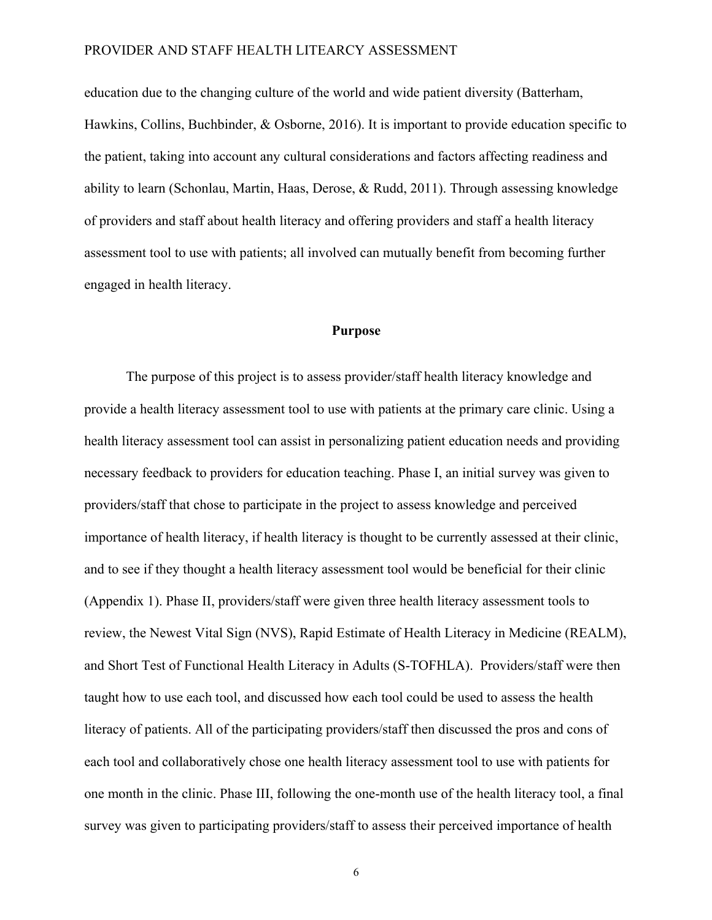education due to the changing culture of the world and wide patient diversity (Batterham, Hawkins, Collins, Buchbinder, & Osborne, 2016). It is important to provide education specific to the patient, taking into account any cultural considerations and factors affecting readiness and ability to learn (Schonlau, Martin, Haas, Derose, & Rudd, 2011). Through assessing knowledge of providers and staff about health literacy and offering providers and staff a health literacy assessment tool to use with patients; all involved can mutually benefit from becoming further engaged in health literacy.

## Purpose

The purpose of this project is to assess provider/staff health literacy knowledge and provide a health literacy assessment tool to use with patients at the primary care clinic. Using a health literacy assessment tool can assist in personalizing patient education needs and providing necessary feedback to providers for education teaching. Phase I, an initial survey was given to providers/staff that chose to participate in the project to assess knowledge and perceived importance of health literacy, if health literacy is thought to be currently assessed at their clinic, and to see if they thought a health literacy assessment tool would be beneficial for their clinic (Appendix 1). Phase II, providers/staff were given three health literacy assessment tools to review, the Newest Vital Sign (NVS), Rapid Estimate of Health Literacy in Medicine (REALM), and Short Test of Functional Health Literacy in Adults (S-TOFHLA). Providers/staff were then taught how to use each tool, and discussed how each tool could be used to assess the health literacy of patients. All of the participating providers/staff then discussed the pros and cons of each tool and collaboratively chose one health literacy assessment tool to use with patients for one month in the clinic. Phase III, following the one-month use of the health literacy tool, a final survey was given to participating providers/staff to assess their perceived importance of health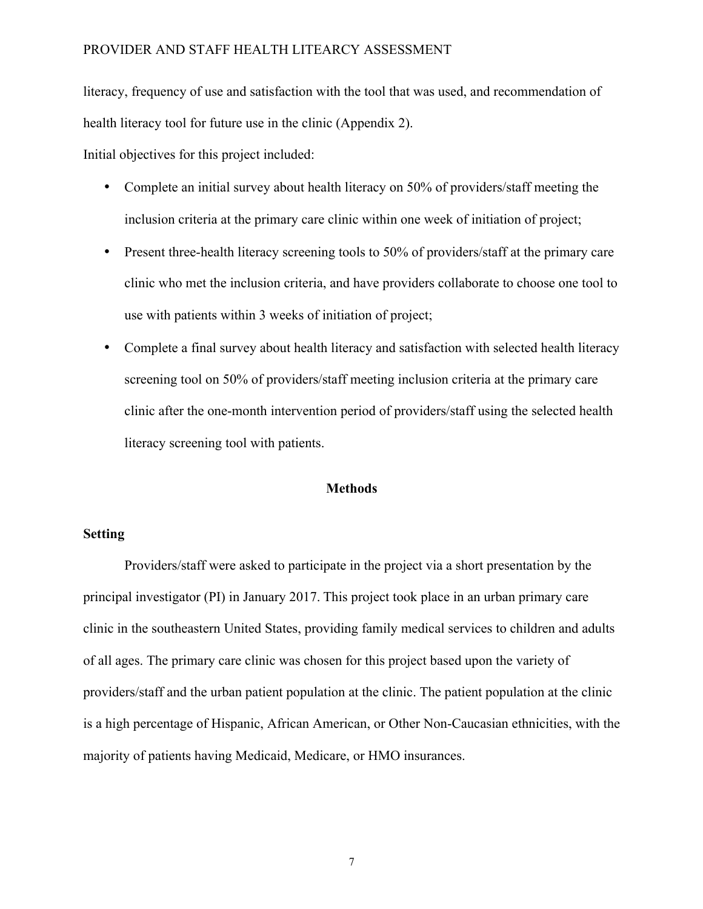literacy, frequency of use and satisfaction with the tool that was used, and recommendation of health literacy tool for future use in the clinic (Appendix 2).

Initial objectives for this project included:

- Complete an initial survey about health literacy on 50% of providers/staff meeting the inclusion criteria at the primary care clinic within one week of initiation of project;
- Present three-health literacy screening tools to 50% of providers/staff at the primary care clinic who met the inclusion criteria, and have providers collaborate to choose one tool to use with patients within 3 weeks of initiation of project;
- Complete a final survey about health literacy and satisfaction with selected health literacy screening tool on 50% of providers/staff meeting inclusion criteria at the primary care clinic after the one-month intervention period of providers/staff using the selected health literacy screening tool with patients.

## Methods

### Setting

Providers/staff were asked to participate in the project via a short presentation by the principal investigator (PI) in January 2017. This project took place in an urban primary care clinic in the southeastern United States, providing family medical services to children and adults of all ages. The primary care clinic was chosen for this project based upon the variety of providers/staff and the urban patient population at the clinic. The patient population at the clinic is a high percentage of Hispanic, African American, or Other Non-Caucasian ethnicities, with the majority of patients having Medicaid, Medicare, or HMO insurances.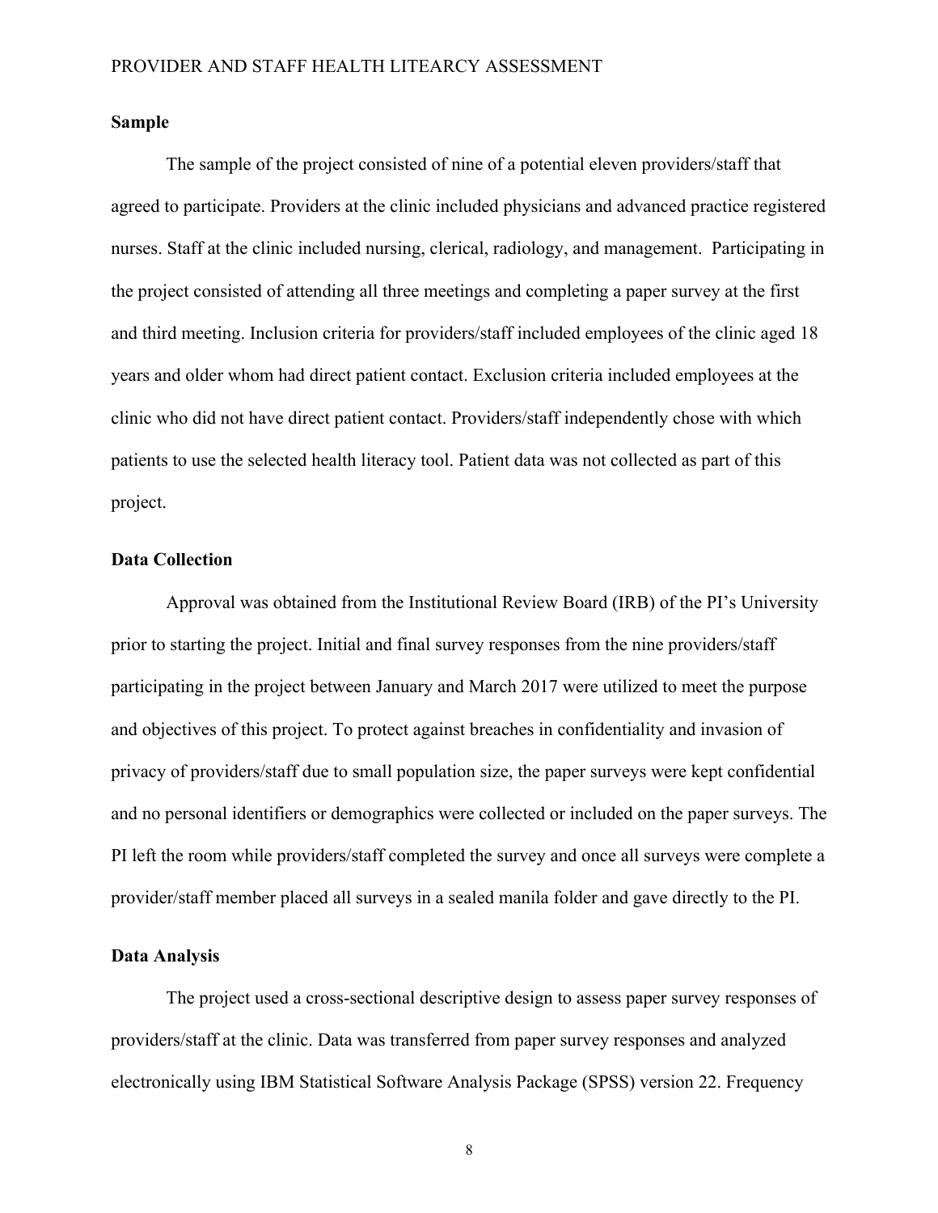**Sample**

The sample of the project consisted of nine of a potential eleven providers/staff that agreed to participate. Providers at the clinic included physicians and advanced practice registered nurses. Staff at the clinic included nursing, clerical, radiology, and management. Participating in the project consisted of attending all three meetings and completing a paper survey at the first and third meeting. Inclusion criteria for providers/staff included employees of the clinic aged 18 years and older whom had direct patient contact. Exclusion criteria included employees at the clinic who did not have direct patient contact. Providers/staff independently chose with which patients to use the selected health literacy tool. Patient data was not collected as part of this project.

**Data Collection**

Approval was obtained from the Institutional Review Board (IRB) of the PI's University prior to starting the project. Initial and final survey responses from the nine providers/staff participating in the project between January and March 2017 were utilized to meet the purpose and objectives of this project. To protect against breaches in confidentiality and invasion of privacy of providers/staff due to small population size, the paper surveys were kept confidential and no personal identifiers or demographics were collected or included on the paper surveys. The PI left the room while providers/staff completed the survey and once all surveys were complete a provider/staff member placed all surveys in a sealed manila folder and gave directly to the PI.

**Data Analysis**

The project used a cross-sectional descriptive design to assess paper survey responses of providers/staff at the clinic. Data was transferred from paper survey responses and analyzed electronically using IBM Statistical Software Analysis Package (SPSS) version 22. Frequency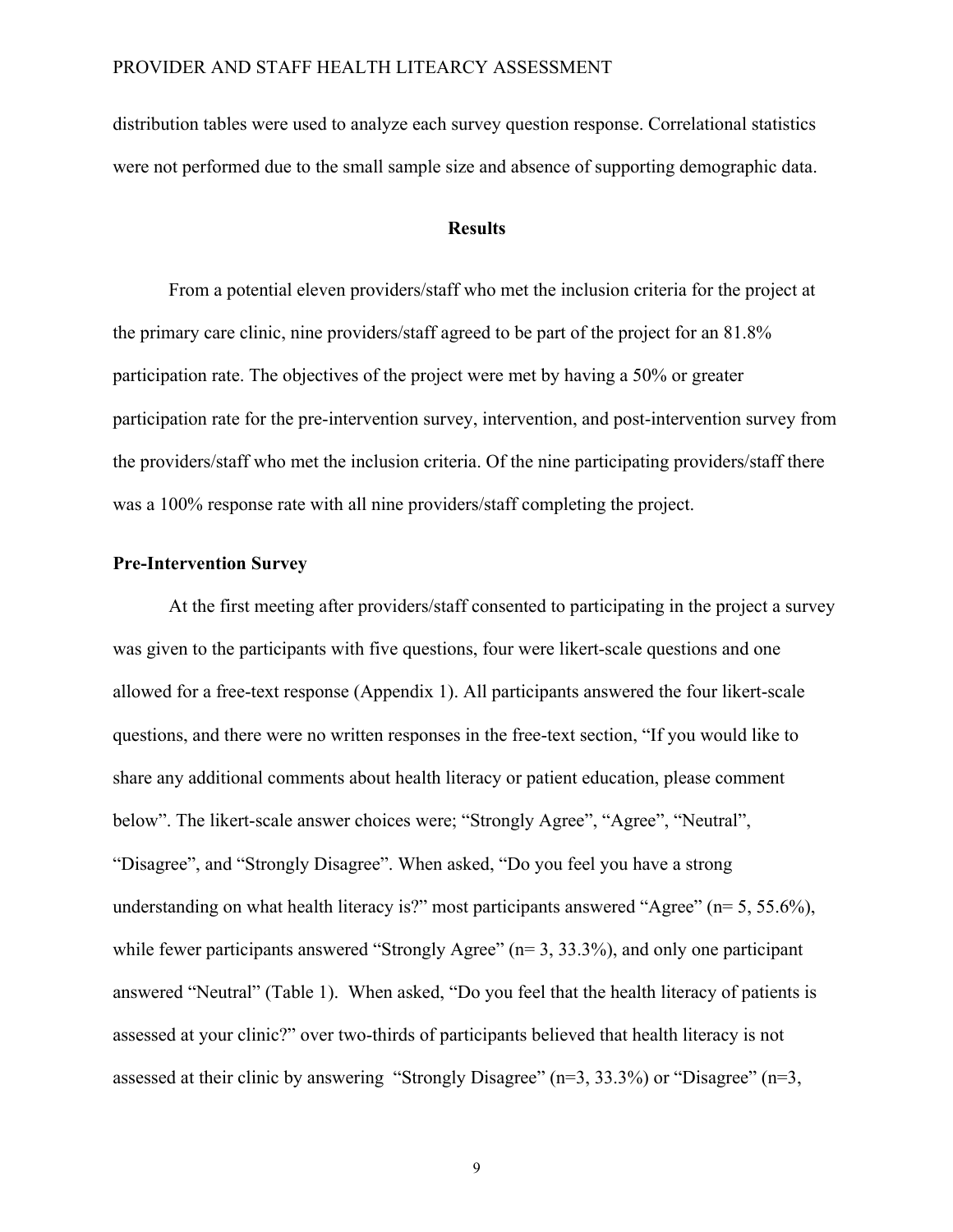distribution tables were used to analyze each survey question response. Correlational statistics were not performed due to the small sample size and absence of supporting demographic data.

## Results

From a potential eleven providers/staff who met the inclusion criteria for the project at the primary care clinic, nine providers/staff agreed to be part of the project for an 81.8% participation rate. The objectives of the project were met by having a 50% or greater participation rate for the pre-intervention survey, intervention, and post-intervention survey from the providers/staff who met the inclusion criteria. Of the nine participating providers/staff there was a 100% response rate with all nine providers/staff completing the project.

### Pre-Intervention Survey

At the first meeting after providers/staff consented to participating in the project a survey was given to the participants with five questions, four were likert-scale questions and one allowed for a free-text response (Appendix 1). All participants answered the four likert-scale questions, and there were no written responses in the free-text section, "If you would like to share any additional comments about health literacy or patient education, please comment below". The likert-scale answer choices were; "Strongly Agree", "Agree", "Neutral", "Disagree", and "Strongly Disagree". When asked, "Do you feel you have a strong understanding on what health literacy is?" most participants answered "Agree" (n= 5, 55.6%), while fewer participants answered "Strongly Agree" (n= 3, 33.3%), and only one participant answered "Neutral" (Table 1). When asked, "Do you feel that the health literacy of patients is assessed at your clinic?" over two-thirds of participants believed that health literacy is not assessed at their clinic by answering "Strongly Disagree" (n=3, 33.3%) or "Disagree" (n=3,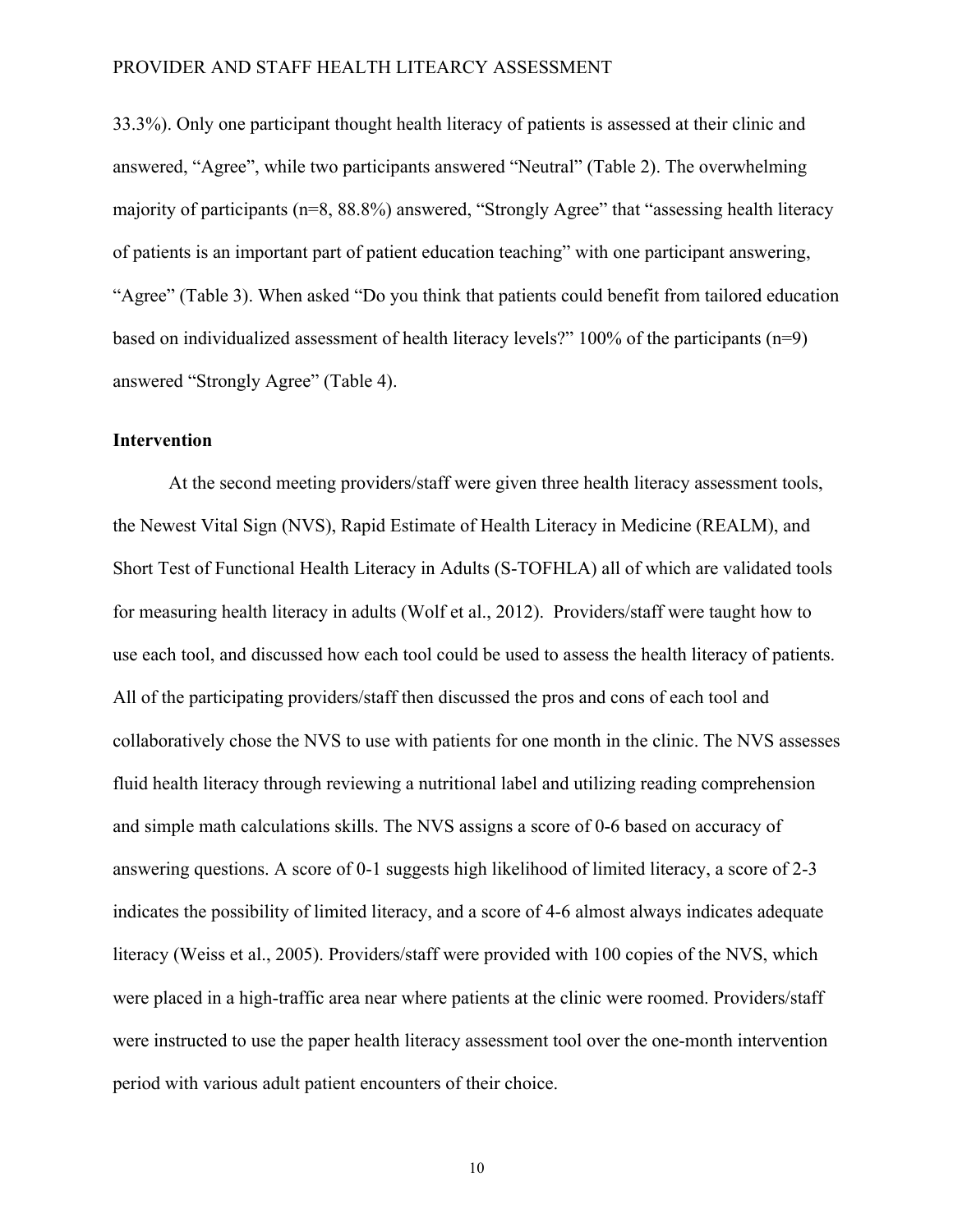33.3%). Only one participant thought health literacy of patients is assessed at their clinic and answered, "Agree", while two participants answered "Neutral" (Table 2). The overwhelming majority of participants (n=8, 88.8%) answered, "Strongly Agree" that "assessing health literacy of patients is an important part of patient education teaching" with one participant answering, "Agree" (Table 3). When asked "Do you think that patients could benefit from tailored education based on individualized assessment of health literacy levels?" 100% of the participants (n=9) answered "Strongly Agree" (Table 4).

**Intervention**

At the second meeting providers/staff were given three health literacy assessment tools, the Newest Vital Sign (NVS), Rapid Estimate of Health Literacy in Medicine (REALM), and Short Test of Functional Health Literacy in Adults (S-TOFHLA) all of which are validated tools for measuring health literacy in adults (Wolf et al., 2012). Providers/staff were taught how to use each tool, and discussed how each tool could be used to assess the health literacy of patients. All of the participating providers/staff then discussed the pros and cons of each tool and collaboratively chose the NVS to use with patients for one month in the clinic. The NVS assesses fluid health literacy through reviewing a nutritional label and utilizing reading comprehension and simple math calculations skills. The NVS assigns a score of 0-6 based on accuracy of answering questions. A score of 0-1 suggests high likelihood of limited literacy, a score of 2-3 indicates the possibility of limited literacy, and a score of 4-6 almost always indicates adequate literacy (Weiss et al., 2005). Providers/staff were provided with 100 copies of the NVS, which were placed in a high-traffic area near where patients at the clinic were roomed. Providers/staff were instructed to use the paper health literacy assessment tool over the one-month intervention period with various adult patient encounters of their choice.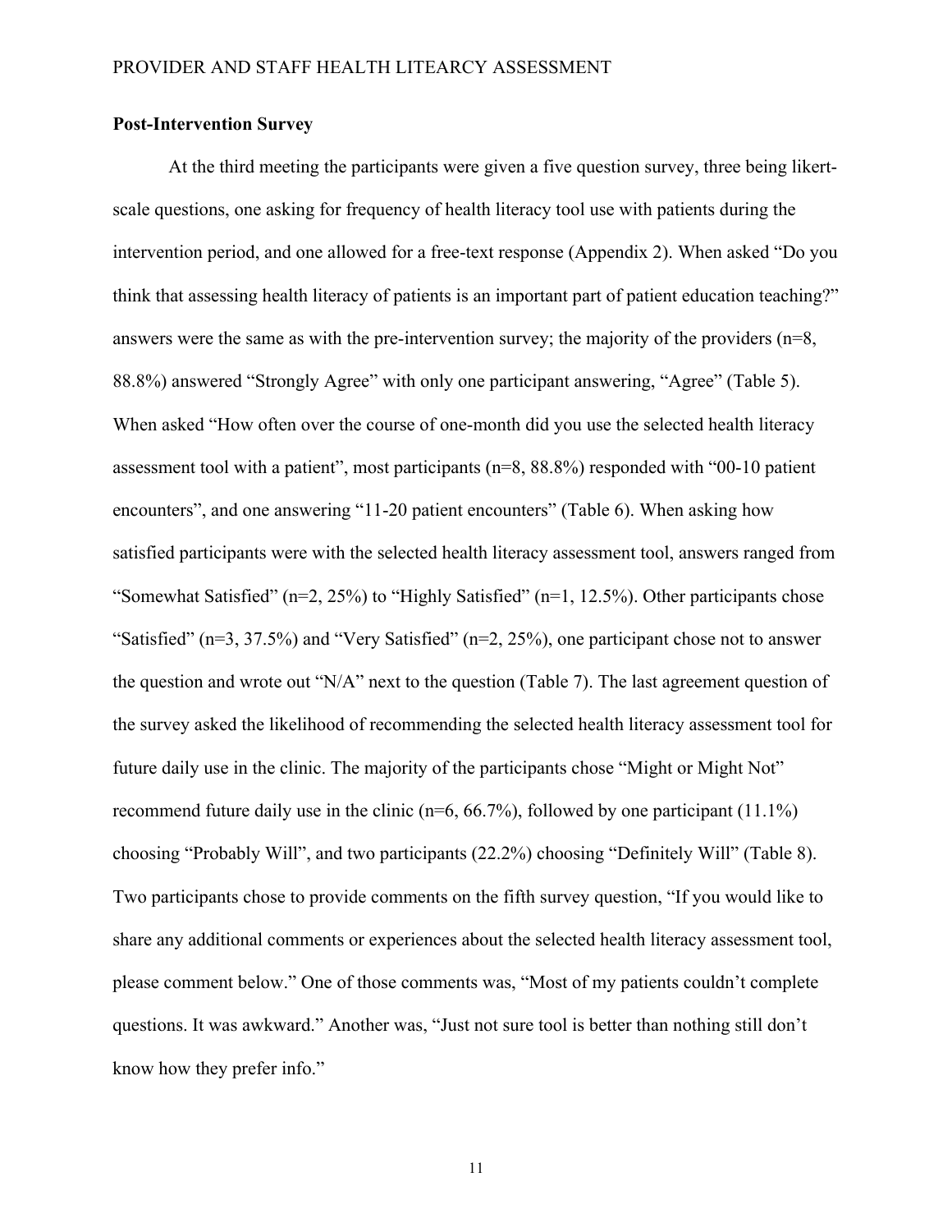## Post-Intervention Survey

At the third meeting the participants were given a five question survey, three being likert-scale questions, one asking for frequency of health literacy tool use with patients during the intervention period, and one allowed for a free-text response (Appendix 2). When asked "Do you think that assessing health literacy of patients is an important part of patient education teaching?" answers were the same as with the pre-intervention survey; the majority of the providers (n=8, 88.8%) answered "Strongly Agree" with only one participant answering, "Agree" (Table 5). When asked "How often over the course of one-month did you use the selected health literacy assessment tool with a patient", most participants (n=8, 88.8%) responded with "00-10 patient encounters", and one answering "11-20 patient encounters" (Table 6). When asking how satisfied participants were with the selected health literacy assessment tool, answers ranged from "Somewhat Satisfied" (n=2, 25%) to "Highly Satisfied" (n=1, 12.5%). Other participants chose "Satisfied" (n=3, 37.5%) and "Very Satisfied" (n=2, 25%), one participant chose not to answer the question and wrote out "N/A" next to the question (Table 7). The last agreement question of the survey asked the likelihood of recommending the selected health literacy assessment tool for future daily use in the clinic. The majority of the participants chose "Might or Might Not" recommend future daily use in the clinic (n=6, 66.7%), followed by one participant (11.1%) choosing "Probably Will", and two participants (22.2%) choosing "Definitely Will" (Table 8). Two participants chose to provide comments on the fifth survey question, "If you would like to share any additional comments or experiences about the selected health literacy assessment tool, please comment below." One of those comments was, "Most of my patients couldn't complete questions. It was awkward." Another was, "Just not sure tool is better than nothing still don't know how they prefer info."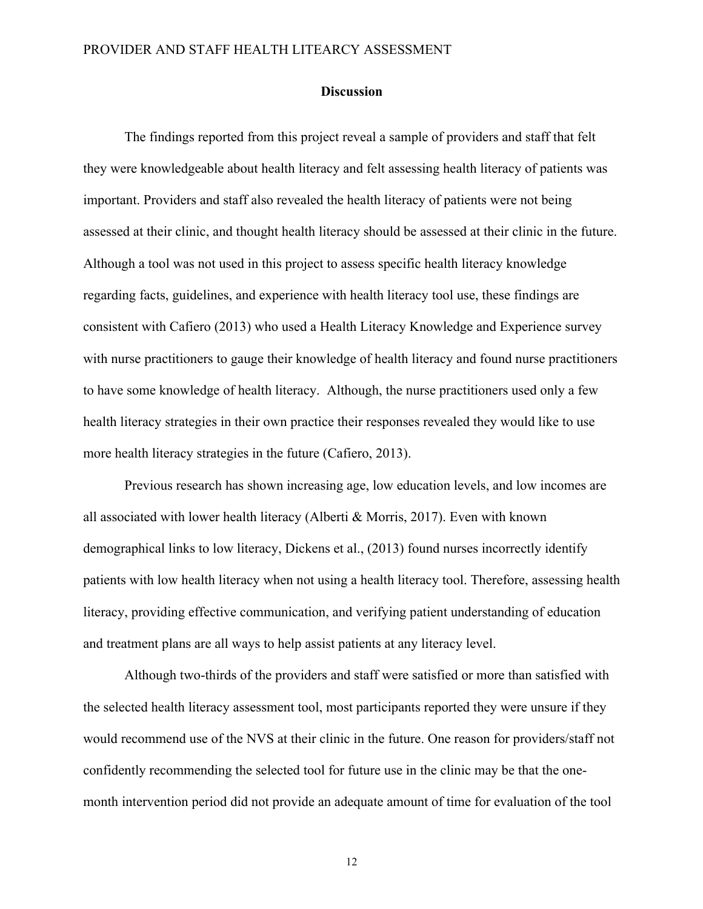## Discussion

The findings reported from this project reveal a sample of providers and staff that felt they were knowledgeable about health literacy and felt assessing health literacy of patients was important. Providers and staff also revealed the health literacy of patients were not being assessed at their clinic, and thought health literacy should be assessed at their clinic in the future. Although a tool was not used in this project to assess specific health literacy knowledge regarding facts, guidelines, and experience with health literacy tool use, these findings are consistent with Cafiero (2013) who used a Health Literacy Knowledge and Experience survey with nurse practitioners to gauge their knowledge of health literacy and found nurse practitioners to have some knowledge of health literacy. Although, the nurse practitioners used only a few health literacy strategies in their own practice their responses revealed they would like to use more health literacy strategies in the future (Cafiero, 2013).

Previous research has shown increasing age, low education levels, and low incomes are all associated with lower health literacy (Alberti & Morris, 2017). Even with known demographical links to low literacy, Dickens et al., (2013) found nurses incorrectly identify patients with low health literacy when not using a health literacy tool. Therefore, assessing health literacy, providing effective communication, and verifying patient understanding of education and treatment plans are all ways to help assist patients at any literacy level.

Although two-thirds of the providers and staff were satisfied or more than satisfied with the selected health literacy assessment tool, most participants reported they were unsure if they would recommend use of the NVS at their clinic in the future. One reason for providers/staff not confidently recommending the selected tool for future use in the clinic may be that the one-month intervention period did not provide an adequate amount of time for evaluation of the tool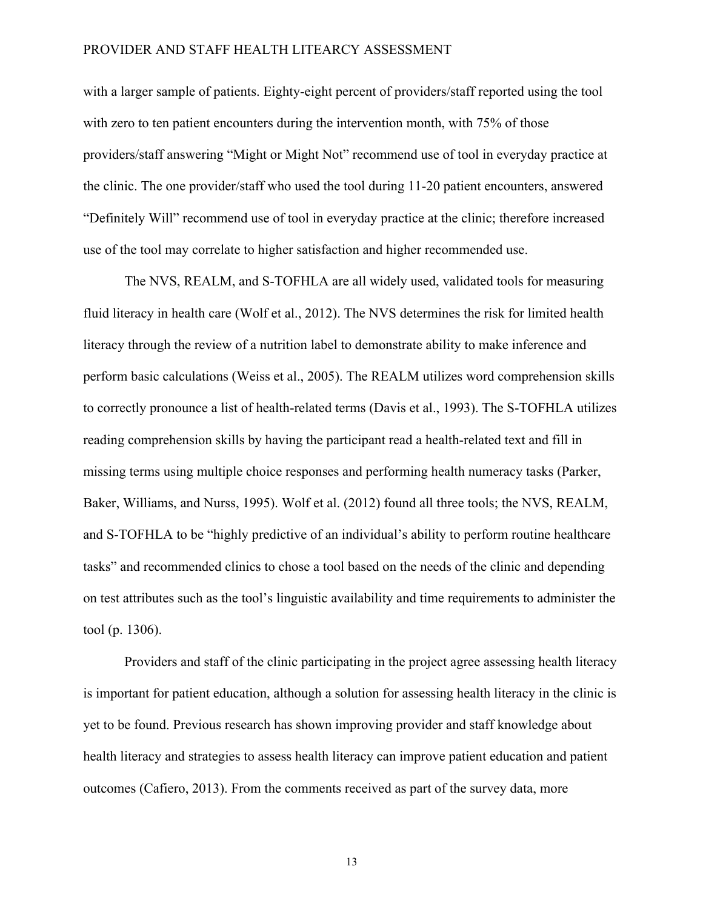with a larger sample of patients. Eighty-eight percent of providers/staff reported using the tool with zero to ten patient encounters during the intervention month, with 75% of those providers/staff answering "Might or Might Not" recommend use of tool in everyday practice at the clinic. The one provider/staff who used the tool during 11-20 patient encounters, answered "Definitely Will" recommend use of tool in everyday practice at the clinic; therefore increased use of the tool may correlate to higher satisfaction and higher recommended use.

The NVS, REALM, and S-TOFHLA are all widely used, validated tools for measuring fluid literacy in health care (Wolf et al., 2012). The NVS determines the risk for limited health literacy through the review of a nutrition label to demonstrate ability to make inference and perform basic calculations (Weiss et al., 2005). The REALM utilizes word comprehension skills to correctly pronounce a list of health-related terms (Davis et al., 1993). The S-TOFHLA utilizes reading comprehension skills by having the participant read a health-related text and fill in missing terms using multiple choice responses and performing health numeracy tasks (Parker, Baker, Williams, and Nurss, 1995). Wolf et al. (2012) found all three tools; the NVS, REALM, and S-TOFHLA to be "highly predictive of an individual's ability to perform routine healthcare tasks" and recommended clinics to chose a tool based on the needs of the clinic and depending on test attributes such as the tool's linguistic availability and time requirements to administer the tool (p. 1306).

Providers and staff of the clinic participating in the project agree assessing health literacy is important for patient education, although a solution for assessing health literacy in the clinic is yet to be found. Previous research has shown improving provider and staff knowledge about health literacy and strategies to assess health literacy can improve patient education and patient outcomes (Cafiero, 2013). From the comments received as part of the survey data, more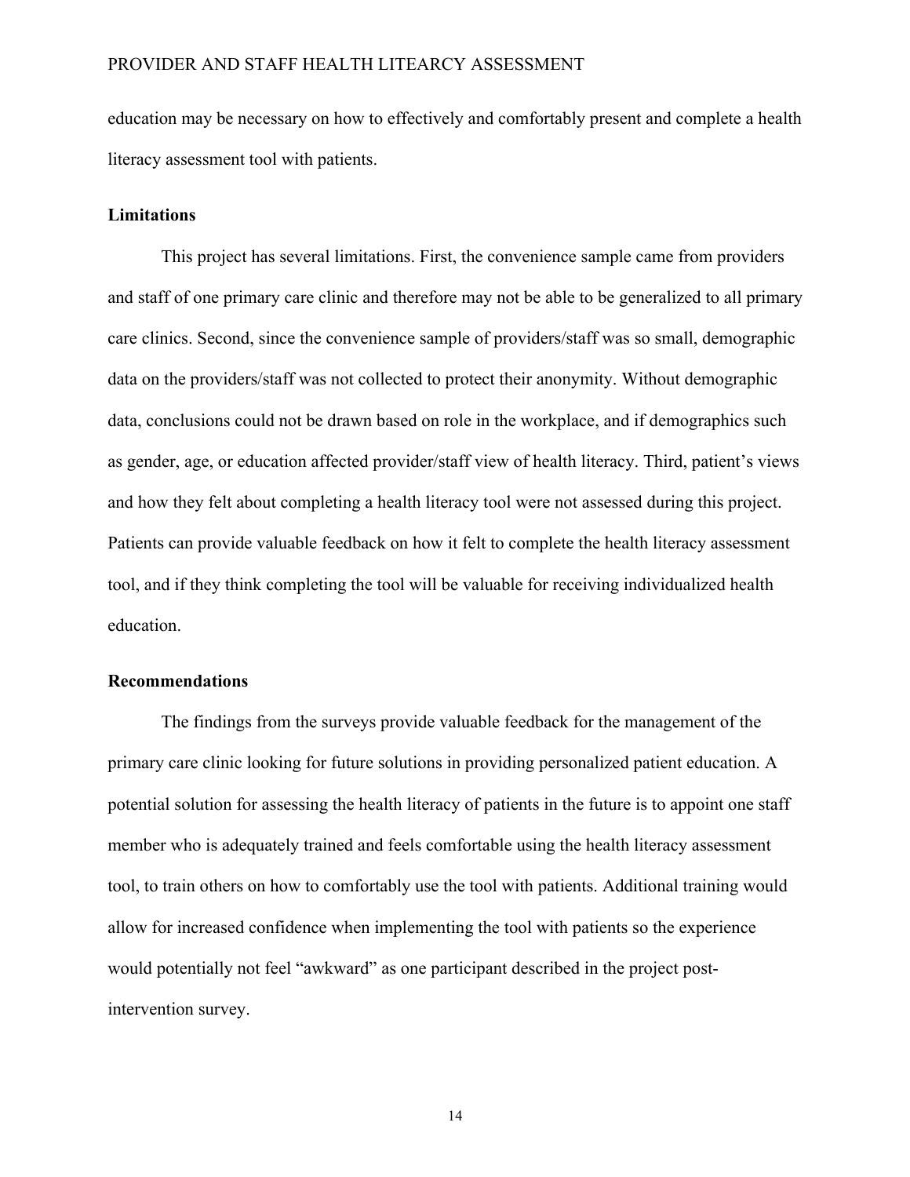education may be necessary on how to effectively and comfortably present and complete a health literacy assessment tool with patients.

## Limitations

This project has several limitations. First, the convenience sample came from providers and staff of one primary care clinic and therefore may not be able to be generalized to all primary care clinics. Second, since the convenience sample of providers/staff was so small, demographic data on the providers/staff was not collected to protect their anonymity. Without demographic data, conclusions could not be drawn based on role in the workplace, and if demographics such as gender, age, or education affected provider/staff view of health literacy. Third, patient's views and how they felt about completing a health literacy tool were not assessed during this project. Patients can provide valuable feedback on how it felt to complete the health literacy assessment tool, and if they think completing the tool will be valuable for receiving individualized health education.

## Recommendations

The findings from the surveys provide valuable feedback for the management of the primary care clinic looking for future solutions in providing personalized patient education. A potential solution for assessing the health literacy of patients in the future is to appoint one staff member who is adequately trained and feels comfortable using the health literacy assessment tool, to train others on how to comfortably use the tool with patients. Additional training would allow for increased confidence when implementing the tool with patients so the experience would potentially not feel "awkward" as one participant described in the project post-intervention survey.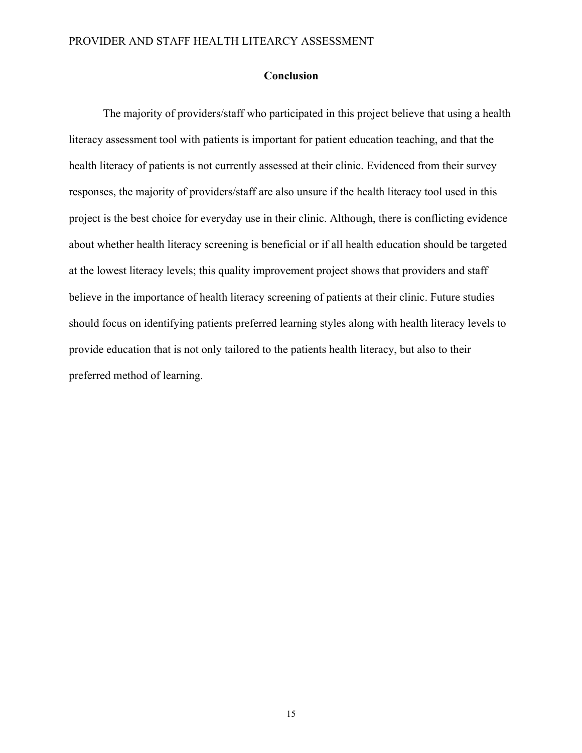## Conclusion

The majority of providers/staff who participated in this project believe that using a health literacy assessment tool with patients is important for patient education teaching, and that the health literacy of patients is not currently assessed at their clinic. Evidenced from their survey responses, the majority of providers/staff are also unsure if the health literacy tool used in this project is the best choice for everyday use in their clinic. Although, there is conflicting evidence about whether health literacy screening is beneficial or if all health education should be targeted at the lowest literacy levels; this quality improvement project shows that providers and staff believe in the importance of health literacy screening of patients at their clinic. Future studies should focus on identifying patients preferred learning styles along with health literacy levels to provide education that is not only tailored to the patients health literacy, but also to their preferred method of learning.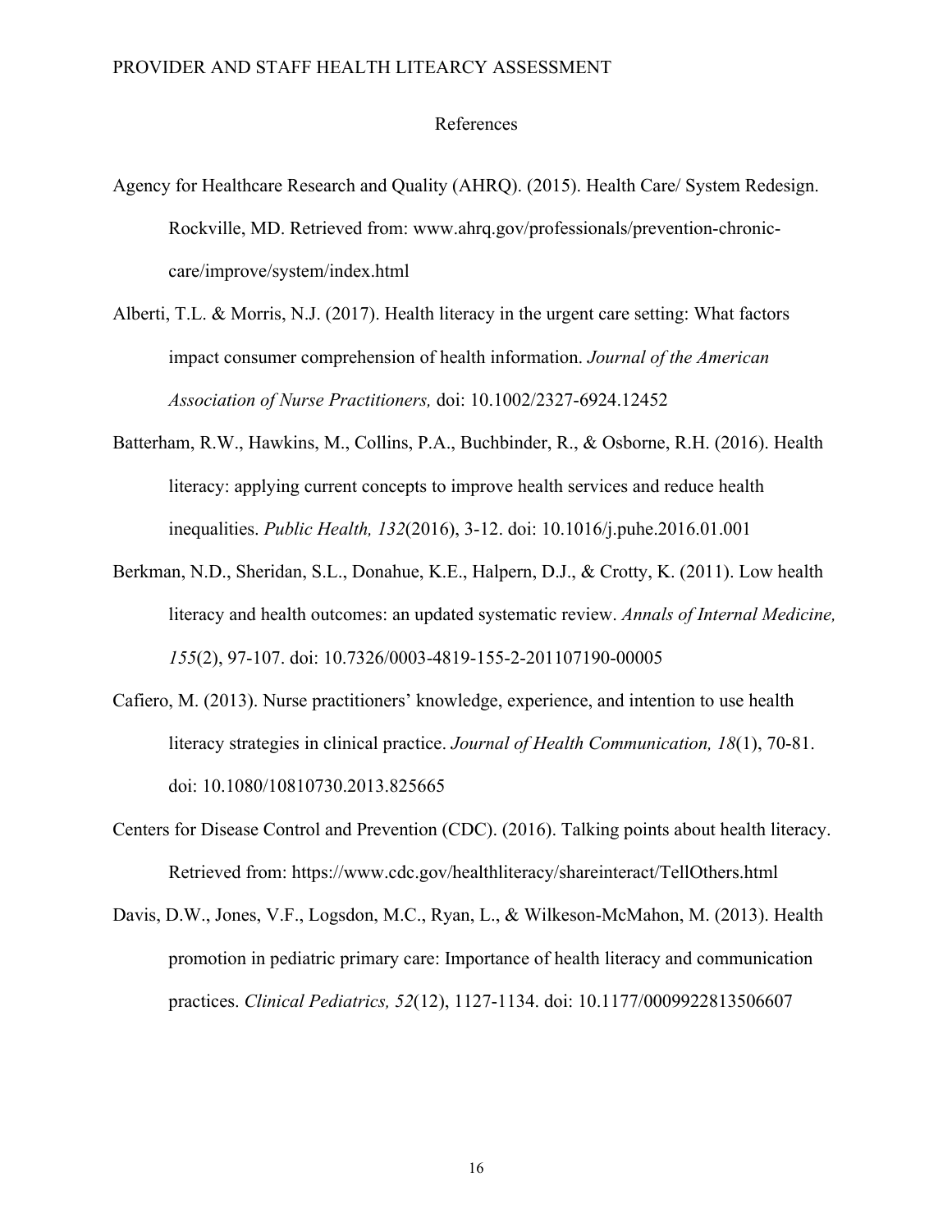# References

Agency for Healthcare Research and Quality (AHRQ). (2015). Health Care/ System Redesign. Rockville, MD. Retrieved from: www.ahrq.gov/professionals/prevention-chronic-care/improve/system/index.html

Alberti, T.L. & Morris, N.J. (2017). Health literacy in the urgent care setting: What factors impact consumer comprehension of health information. *Journal of the American Association of Nurse Practitioners,* doi: 10.1002/2327-6924.12452

Batterham, R.W., Hawkins, M., Collins, P.A., Buchbinder, R., & Osborne, R.H. (2016). Health literacy: applying current concepts to improve health services and reduce health inequalities. *Public Health, 132*(2016), 3-12. doi: 10.1016/j.puhe.2016.01.001

Berkman, N.D., Sheridan, S.L., Donahue, K.E., Halpern, D.J., & Crotty, K. (2011). Low health literacy and health outcomes: an updated systematic review. *Annals of Internal Medicine, 155*(2), 97-107. doi: 10.7326/0003-4819-155-2-201107190-00005

Cafiero, M. (2013). Nurse practitioners' knowledge, experience, and intention to use health literacy strategies in clinical practice. *Journal of Health Communication, 18*(1), 70-81. doi: 10.1080/10810730.2013.825665

Centers for Disease Control and Prevention (CDC). (2016). Talking points about health literacy. Retrieved from: https://www.cdc.gov/healthliteracy/shareinteract/TellOthers.html

Davis, D.W., Jones, V.F., Logsdon, M.C., Ryan, L., & Wilkeson-McMahon, M. (2013). Health promotion in pediatric primary care: Importance of health literacy and communication practices. *Clinical Pediatrics, 52*(12), 1127-1134. doi: 10.1177/0009922813506607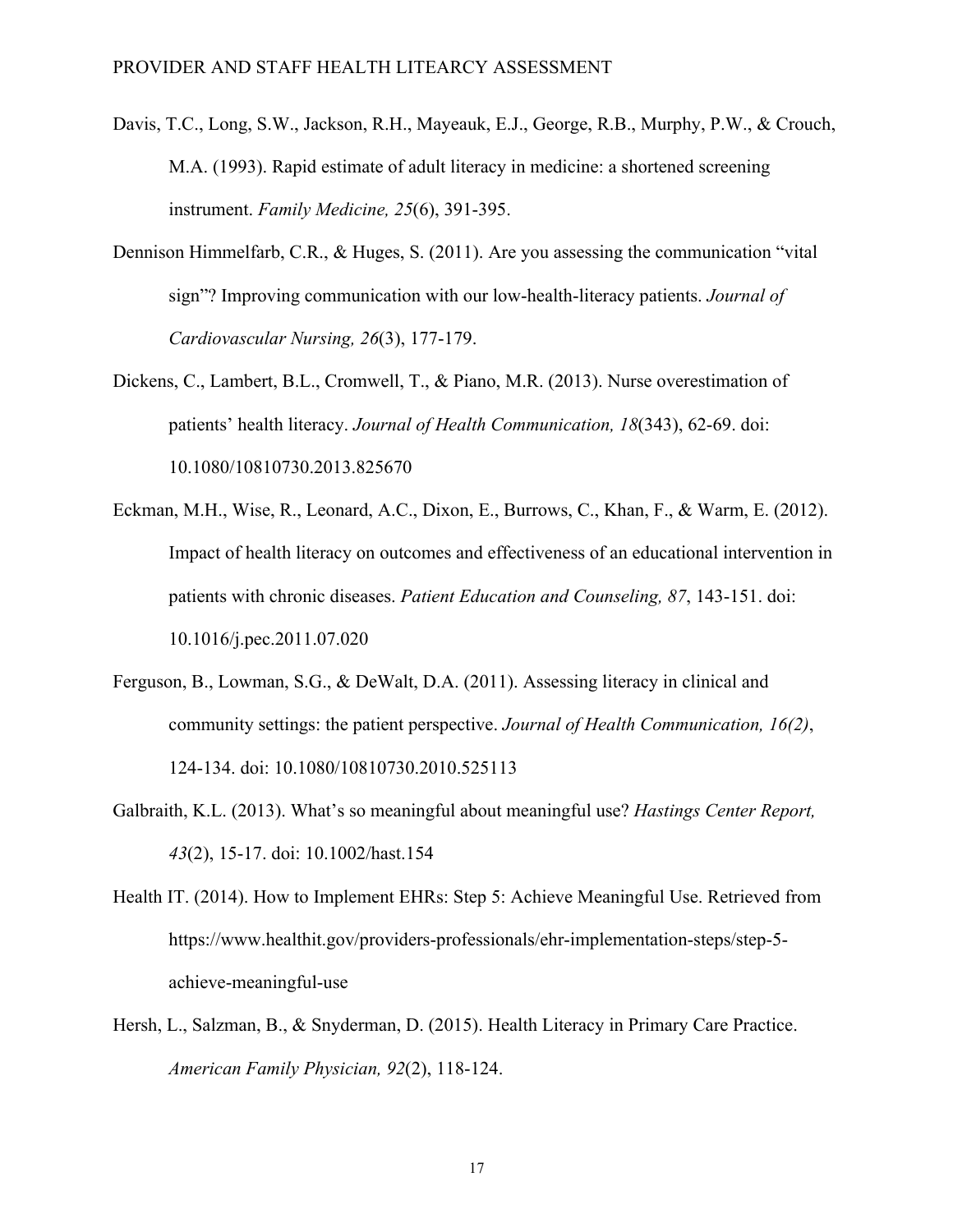Davis, T.C., Long, S.W., Jackson, R.H., Mayeauk, E.J., George, R.B., Murphy, P.W., & Crouch, M.A. (1993). Rapid estimate of adult literacy in medicine: a shortened screening instrument. *Family Medicine, 25*(6), 391-395.

Dennison Himmelfarb, C.R., & Huges, S. (2011). Are you assessing the communication "vital sign"? Improving communication with our low-health-literacy patients. *Journal of Cardiovascular Nursing, 26*(3), 177-179.

Dickens, C., Lambert, B.L., Cromwell, T., & Piano, M.R. (2013). Nurse overestimation of patients' health literacy. *Journal of Health Communication, 18*(343), 62-69. doi: 10.1080/10810730.2013.825670

Eckman, M.H., Wise, R., Leonard, A.C., Dixon, E., Burrows, C., Khan, F., & Warm, E. (2012). Impact of health literacy on outcomes and effectiveness of an educational intervention in patients with chronic diseases. *Patient Education and Counseling, 87*, 143-151. doi: 10.1016/j.pec.2011.07.020

Ferguson, B., Lowman, S.G., & DeWalt, D.A. (2011). Assessing literacy in clinical and community settings: the patient perspective. *Journal of Health Communication, 16(2)*, 124-134. doi: 10.1080/10810730.2010.525113

Galbraith, K.L. (2013). What's so meaningful about meaningful use? *Hastings Center Report, 43*(2), 15-17. doi: 10.1002/hast.154

Health IT. (2014). How to Implement EHRs: Step 5: Achieve Meaningful Use. Retrieved from https://www.healthit.gov/providers-professionals/ehr-implementation-steps/step-5-achieve-meaningful-use

Hersh, L., Salzman, B., & Snyderman, D. (2015). Health Literacy in Primary Care Practice. *American Family Physician, 92*(2), 118-124.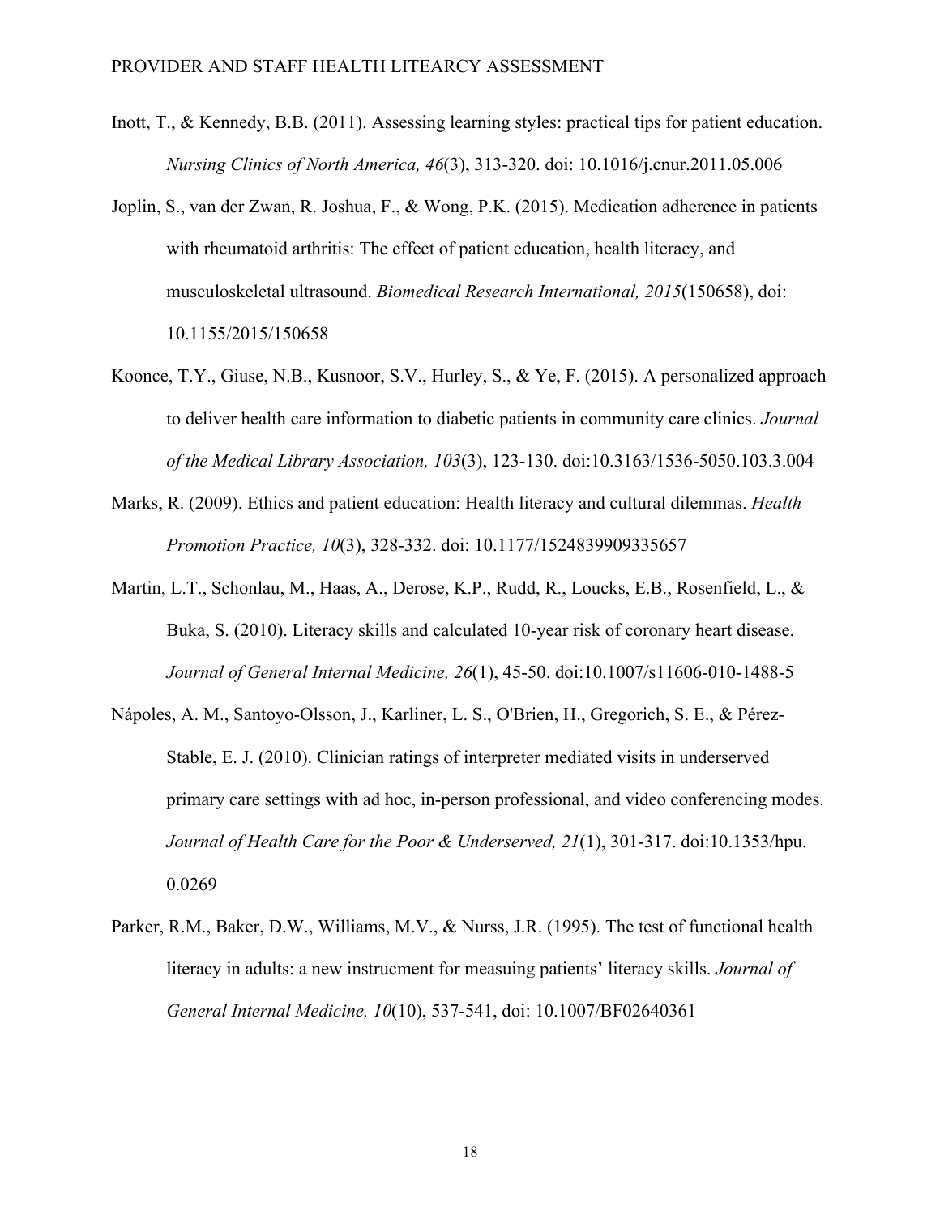Inott, T., & Kennedy, B.B. (2011). Assessing learning styles: practical tips for patient education. *Nursing Clinics of North America, 46*(3), 313-320. doi: 10.1016/j.cnur.2011.05.006

Joplin, S., van der Zwan, R. Joshua, F., & Wong, P.K. (2015). Medication adherence in patients with rheumatoid arthritis: The effect of patient education, health literacy, and musculoskeletal ultrasound. *Biomedical Research International, 2015*(150658), doi: 10.1155/2015/150658

Koonce, T.Y., Giuse, N.B., Kusnoor, S.V., Hurley, S., & Ye, F. (2015). A personalized approach to deliver health care information to diabetic patients in community care clinics. *Journal of the Medical Library Association, 103*(3), 123-130. doi:10.3163/1536-5050.103.3.004

Marks, R. (2009). Ethics and patient education: Health literacy and cultural dilemmas. *Health Promotion Practice, 10*(3), 328-332. doi: 10.1177/1524839909335657

Martin, L.T., Schonlau, M., Haas, A., Derose, K.P., Rudd, R., Loucks, E.B., Rosenfield, L., & Buka, S. (2010). Literacy skills and calculated 10-year risk of coronary heart disease. *Journal of General Internal Medicine, 26*(1), 45-50. doi:10.1007/s11606-010-1488-5

Nápoles, A. M., Santoyo-Olsson, J., Karliner, L. S., O'Brien, H., Gregorich, S. E., & Pérez-Stable, E. J. (2010). Clinician ratings of interpreter mediated visits in underserved primary care settings with ad hoc, in-person professional, and video conferencing modes. *Journal of Health Care for the Poor & Underserved, 21*(1), 301-317. doi:10.1353/hpu. 0.0269

Parker, R.M., Baker, D.W., Williams, M.V., & Nurss, J.R. (1995). The test of functional health literacy in adults: a new instrucment for measuing patients' literacy skills. *Journal of General Internal Medicine, 10*(10), 537-541, doi: 10.1007/BF02640361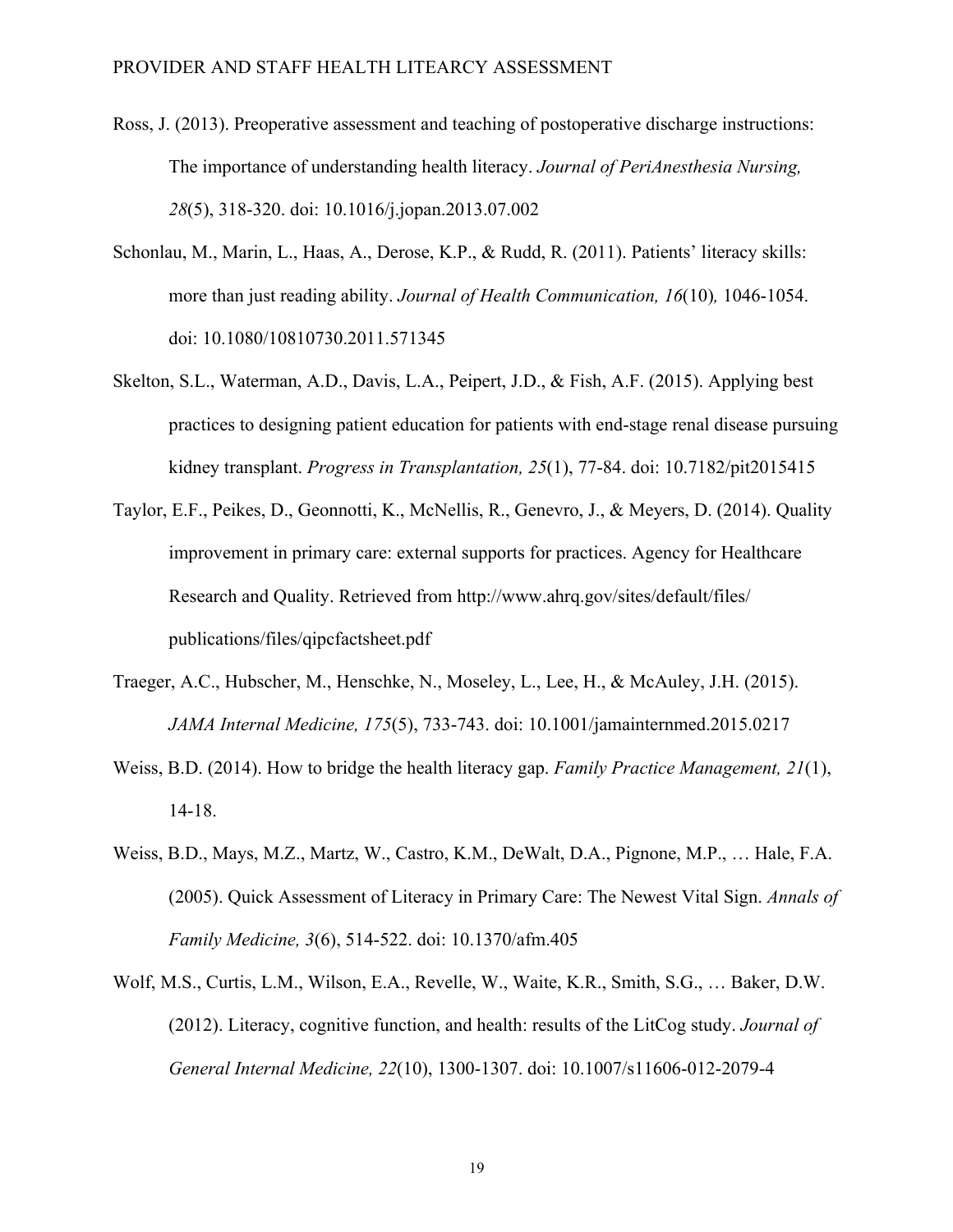Ross, J. (2013). Preoperative assessment and teaching of postoperative discharge instructions: The importance of understanding health literacy. *Journal of PeriAnesthesia Nursing, 28*(5), 318-320. doi: 10.1016/j.jopan.2013.07.002

Schonlau, M., Marin, L., Haas, A., Derose, K.P., & Rudd, R. (2011). Patients' literacy skills: more than just reading ability. *Journal of Health Communication, 16*(10)*,* 1046-1054. doi: 10.1080/10810730.2011.571345

Skelton, S.L., Waterman, A.D., Davis, L.A., Peipert, J.D., & Fish, A.F. (2015). Applying best practices to designing patient education for patients with end-stage renal disease pursuing kidney transplant. *Progress in Transplantation, 25*(1), 77-84. doi: 10.7182/pit2015415

Taylor, E.F., Peikes, D., Geonnotti, K., McNellis, R., Genevro, J., & Meyers, D. (2014). Quality improvement in primary care: external supports for practices. Agency for Healthcare Research and Quality. Retrieved from http://www.ahrq.gov/sites/default/files/ publications/files/qipcfactsheet.pdf

Traeger, A.C., Hubscher, M., Henschke, N., Moseley, L., Lee, H., & McAuley, J.H. (2015). *JAMA Internal Medicine, 175*(5), 733-743. doi: 10.1001/jamainternmed.2015.0217

Weiss, B.D. (2014). How to bridge the health literacy gap. *Family Practice Management, 21*(1), 14-18.

Weiss, B.D., Mays, M.Z., Martz, W., Castro, K.M., DeWalt, D.A., Pignone, M.P., … Hale, F.A. (2005). Quick Assessment of Literacy in Primary Care: The Newest Vital Sign. *Annals of Family Medicine, 3*(6), 514-522. doi: 10.1370/afm.405

Wolf, M.S., Curtis, L.M., Wilson, E.A., Revelle, W., Waite, K.R., Smith, S.G., … Baker, D.W. (2012). Literacy, cognitive function, and health: results of the LitCog study. *Journal of General Internal Medicine, 22*(10), 1300-1307. doi: 10.1007/s11606-012-2079-4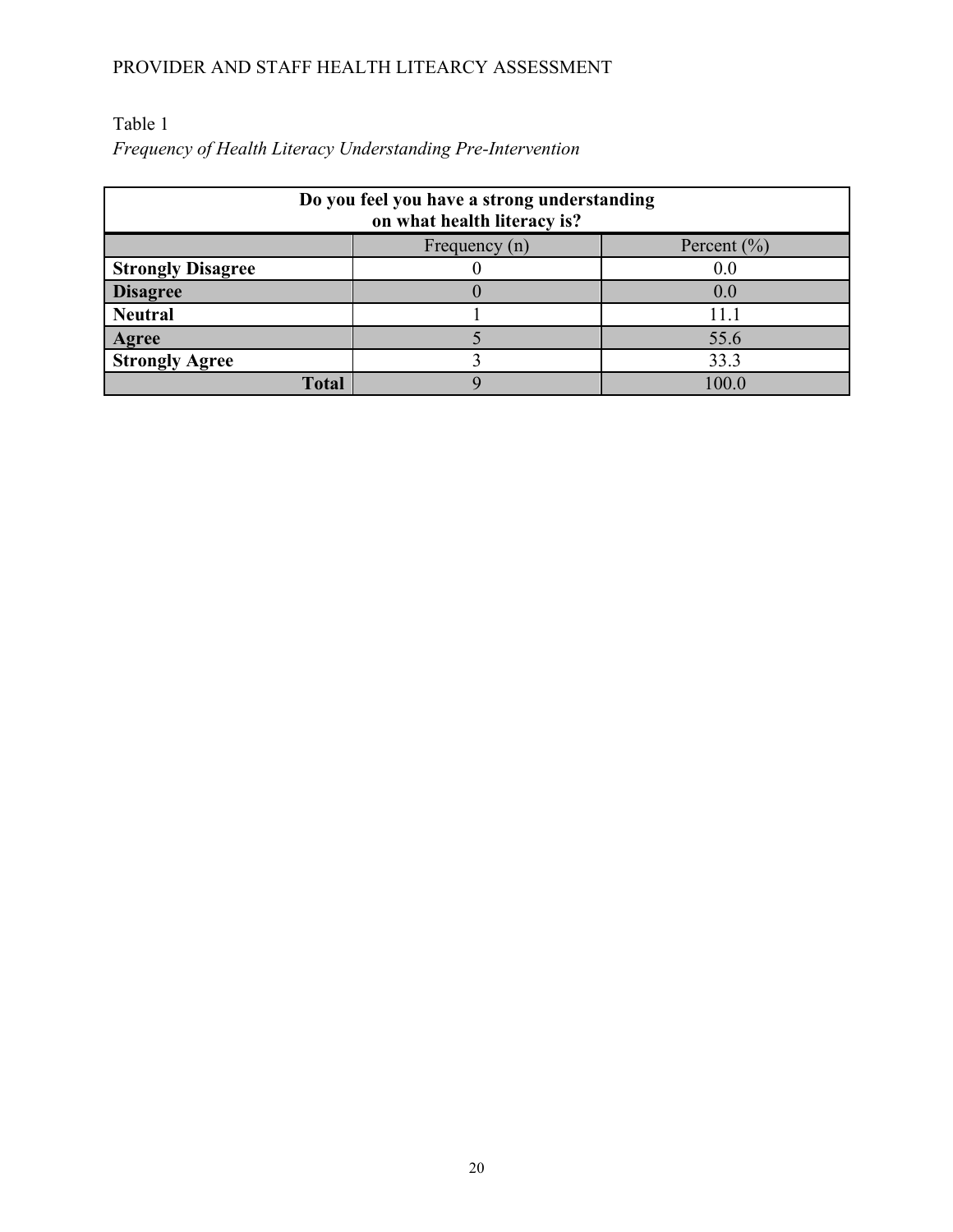Table 1

*Frequency of Health Literacy Understanding Pre-Intervention*

| Do you feel you have a strong understanding on what health literacy is? | | |
|---|---|---|
| | Frequency (n) | Percent (%) |
| **Strongly Disagree** | 0 | 0.0 |
| **Disagree** | 0 | 0.0 |
| **Neutral** | 1 | 11.1 |
| **Agree** | 5 | 55.6 |
| **Strongly Agree** | 3 | 33.3 |
| **Total** | 9 | 100.0 |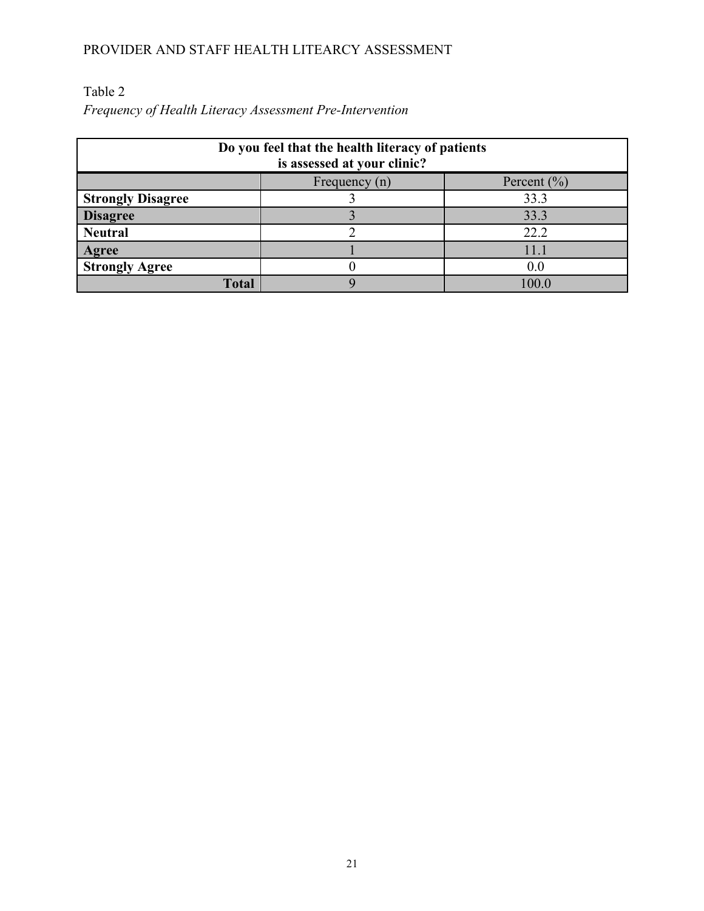Table 2

*Frequency of Health Literacy Assessment Pre-Intervention*

| Do you feel that the health literacy of patients is assessed at your clinic? | | |
|---|---|---|
| | Frequency (n) | Percent (%) |
| **Strongly Disagree** | 3 | 33.3 |
| **Disagree** | 3 | 33.3 |
| **Neutral** | 2 | 22.2 |
| **Agree** | 1 | 11.1 |
| **Strongly Agree** | 0 | 0.0 |
| **Total** | 9 | 100.0 |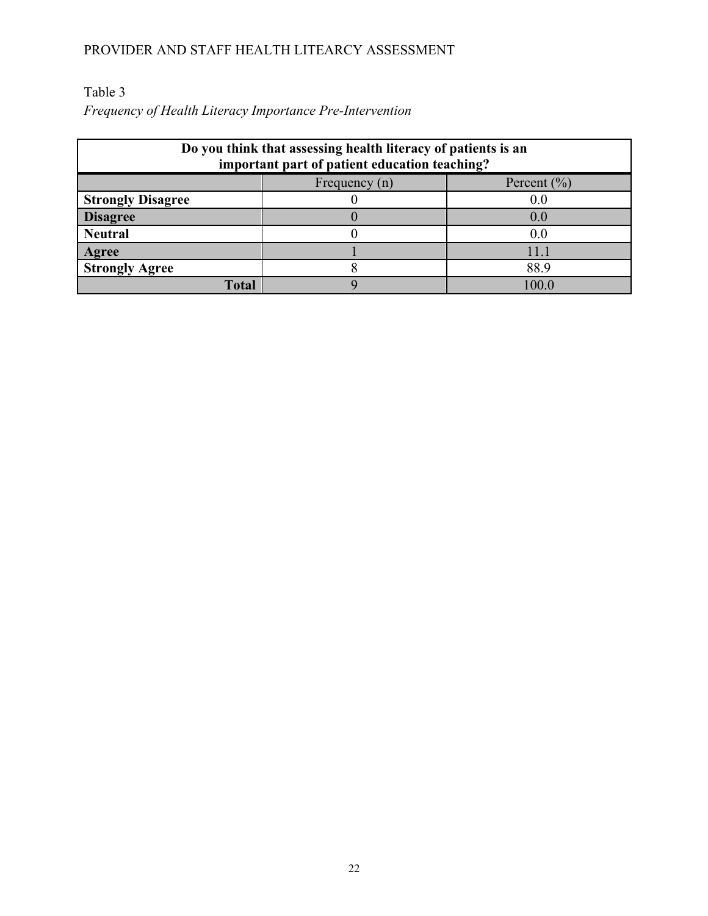Table 3

*Frequency of Health Literacy Importance Pre-Intervention*

| **Do you think that assessing health literacy of patients is an important part of patient education teaching?** | | |
|---|---|---|
| | Frequency (n) | Percent (%) |
| **Strongly Disagree** | 0 | 0.0 |
| **Disagree** | 0 | 0.0 |
| **Neutral** | 0 | 0.0 |
| **Agree** | 1 | 11.1 |
| **Strongly Agree** | 8 | 88.9 |
| **Total** | 9 | 100.0 |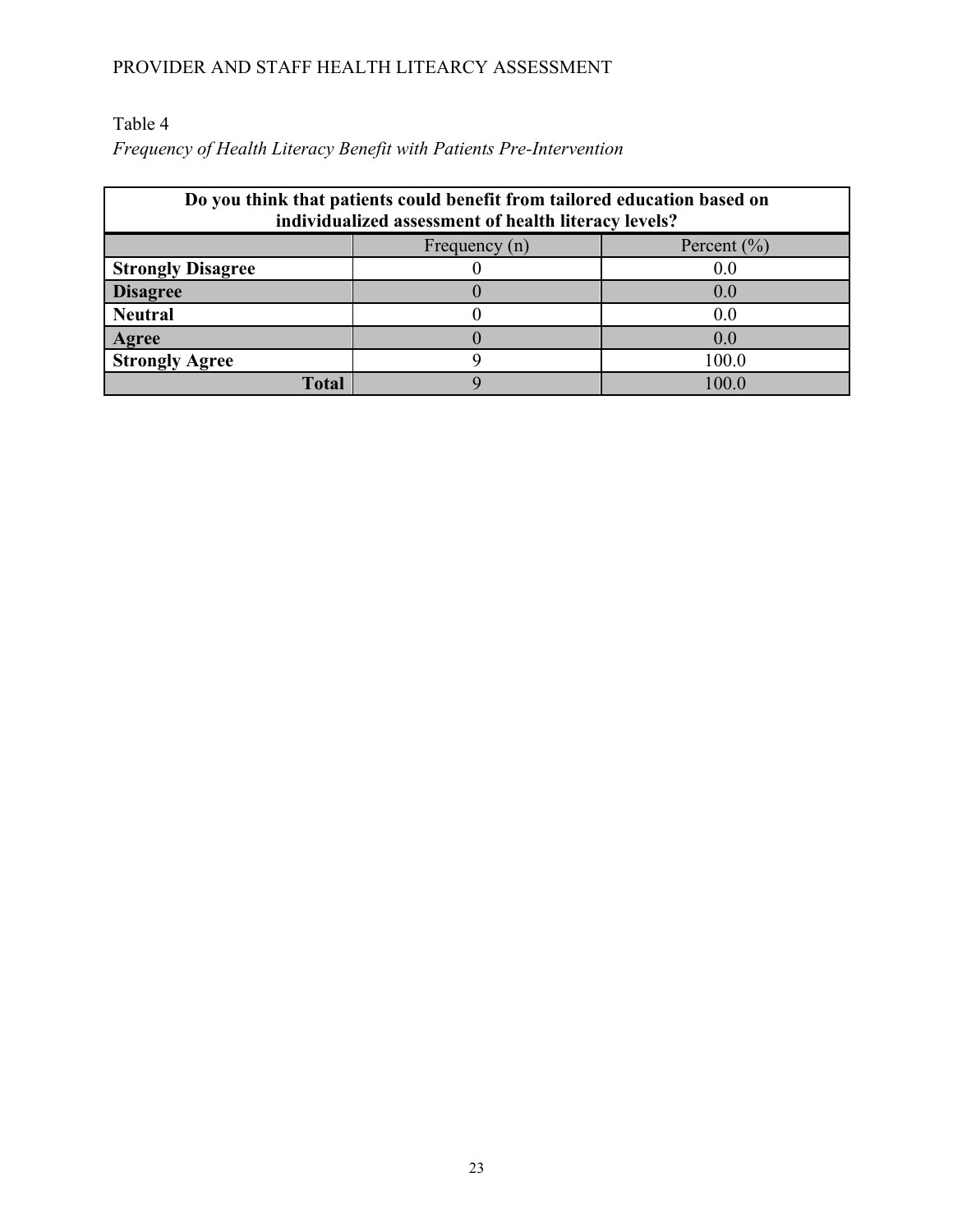Table 4

*Frequency of Health Literacy Benefit with Patients Pre-Intervention*

| Do you think that patients could benefit from tailored education based on individualized assessment of health literacy levels? | | |
|---|---|---|
| | Frequency (n) | Percent (%) |
| **Strongly Disagree** | 0 | 0.0 |
| **Disagree** | 0 | 0.0 |
| **Neutral** | 0 | 0.0 |
| **Agree** | 0 | 0.0 |
| **Strongly Agree** | 9 | 100.0 |
| **Total** | 9 | 100.0 |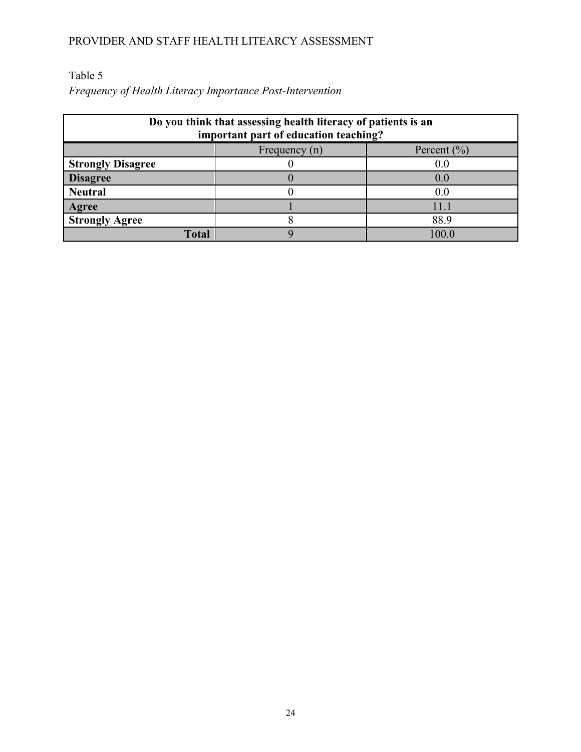Table 5

*Frequency of Health Literacy Importance Post-Intervention*

| Do you think that assessing health literacy of patients is an important part of education teaching? | | |
|---|---|---|
| | Frequency (n) | Percent (%) |
| **Strongly Disagree** | 0 | 0.0 |
| **Disagree** | 0 | 0.0 |
| **Neutral** | 0 | 0.0 |
| **Agree** | 1 | 11.1 |
| **Strongly Agree** | 8 | 88.9 |
| **Total** | 9 | 100.0 |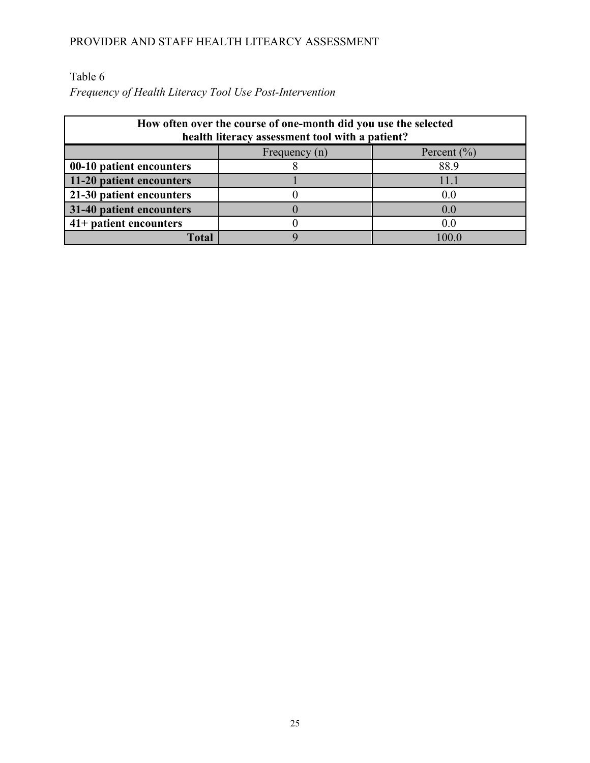Table 6

*Frequency of Health Literacy Tool Use Post-Intervention*

| How often over the course of one-month did you use the selected health literacy assessment tool with a patient? | | |
|---|---|---|
| | Frequency (n) | Percent (%) |
| **00-10 patient encounters** | 8 | 88.9 |
| **11-20 patient encounters** | 1 | 11.1 |
| **21-30 patient encounters** | 0 | 0.0 |
| **31-40 patient encounters** | 0 | 0.0 |
| **41+ patient encounters** | 0 | 0.0 |
| **Total** | 9 | 100.0 |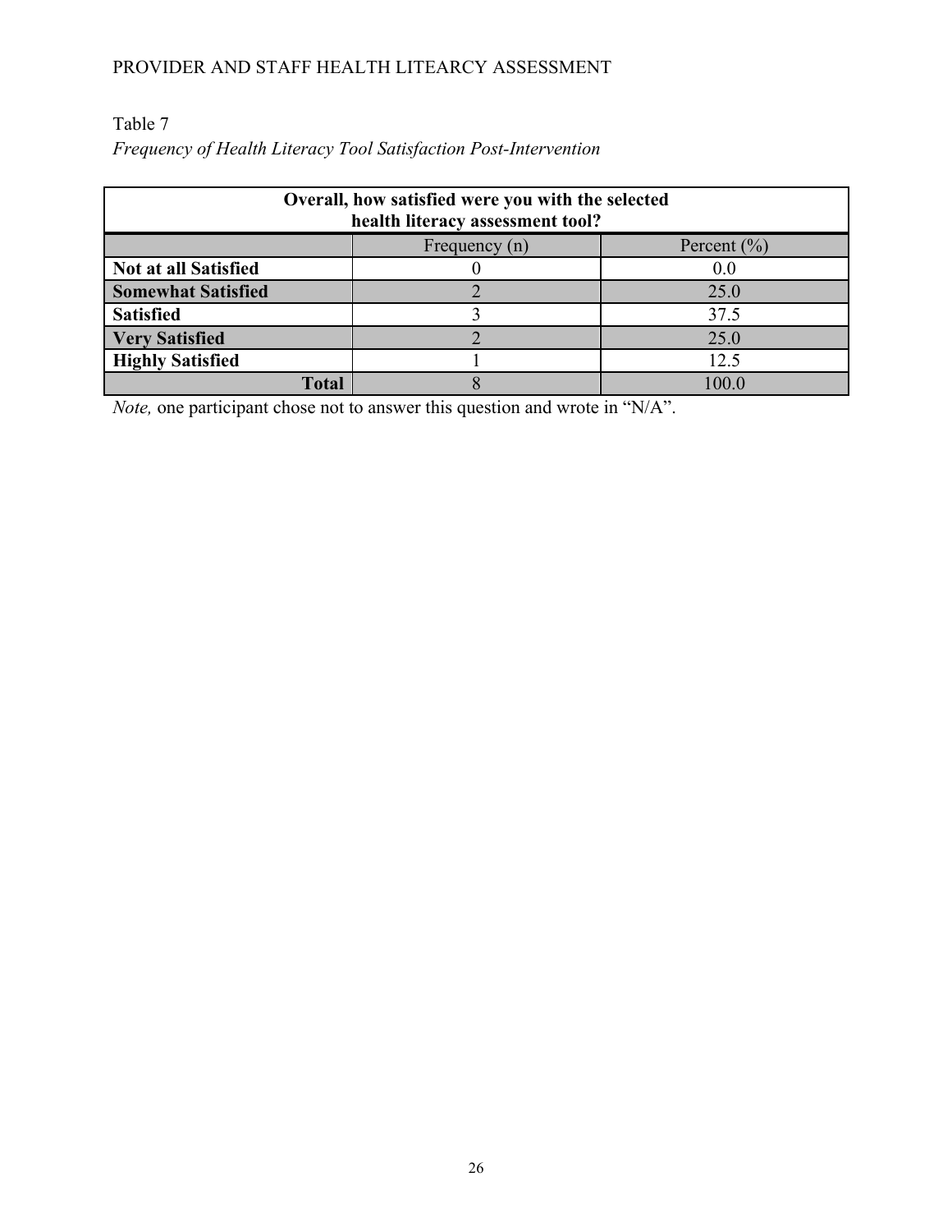Table 7

*Frequency of Health Literacy Tool Satisfaction Post-Intervention*

| **Overall, how satisfied were you with the selected health literacy assessment tool?** | | |
|---|---|---|
| | Frequency (n) | Percent (%) |
| **Not at all Satisfied** | 0 | 0.0 |
| **Somewhat Satisfied** | 2 | 25.0 |
| **Satisfied** | 3 | 37.5 |
| **Very Satisfied** | 2 | 25.0 |
| **Highly Satisfied** | 1 | 12.5 |
| **Total** | 8 | 100.0 |

*Note,* one participant chose not to answer this question and wrote in "N/A".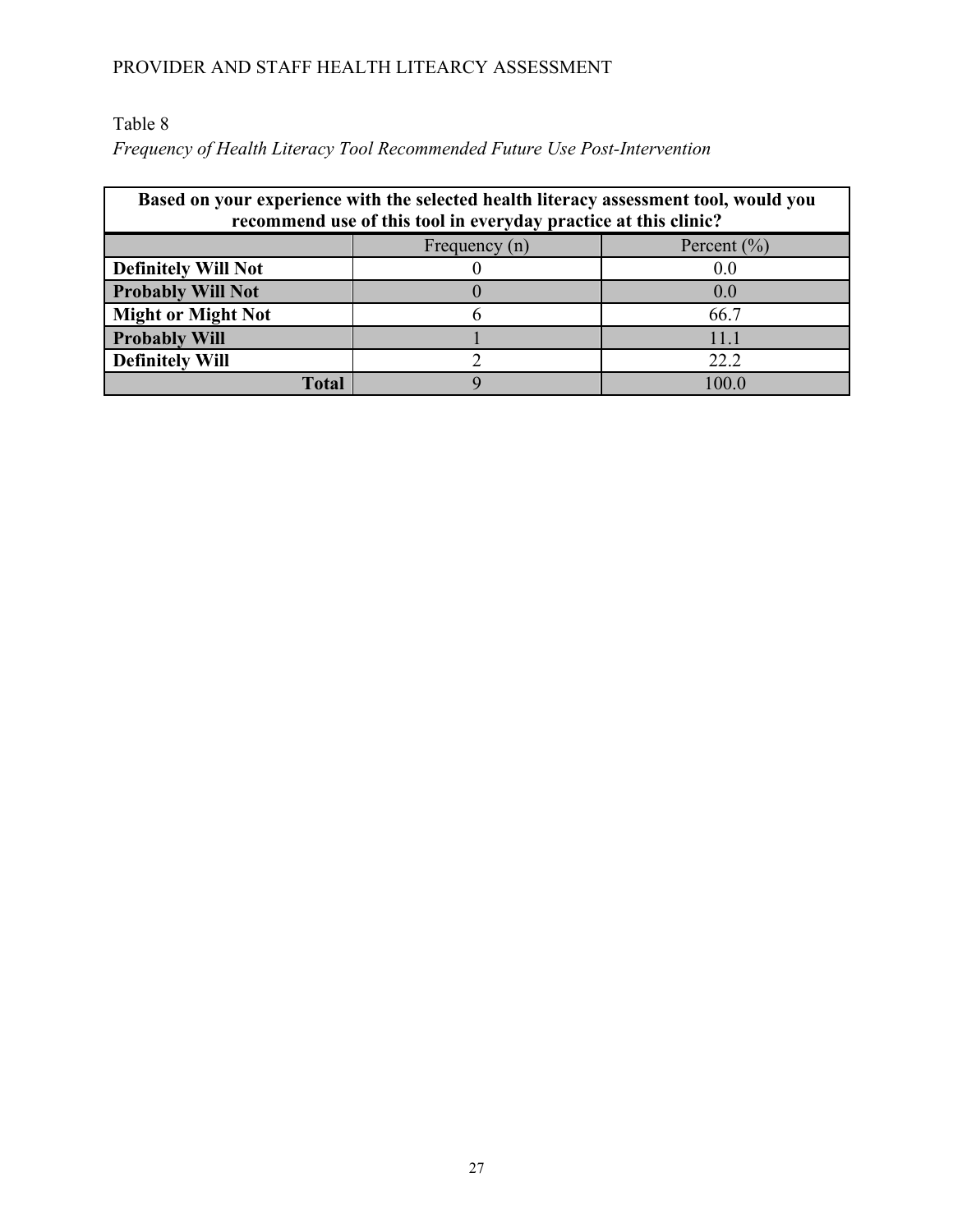Table 8

*Frequency of Health Literacy Tool Recommended Future Use Post-Intervention*

| **Based on your experience with the selected health literacy assessment tool, would you recommend use of this tool in everyday practice at this clinic?** | | |
|---|---|---|
| | Frequency (n) | Percent (%) |
| **Definitely Will Not** | 0 | 0.0 |
| **Probably Will Not** | 0 | 0.0 |
| **Might or Might Not** | 6 | 66.7 |
| **Probably Will** | 1 | 11.1 |
| **Definitely Will** | 2 | 22.2 |
| **Total** | 9 | 100.0 |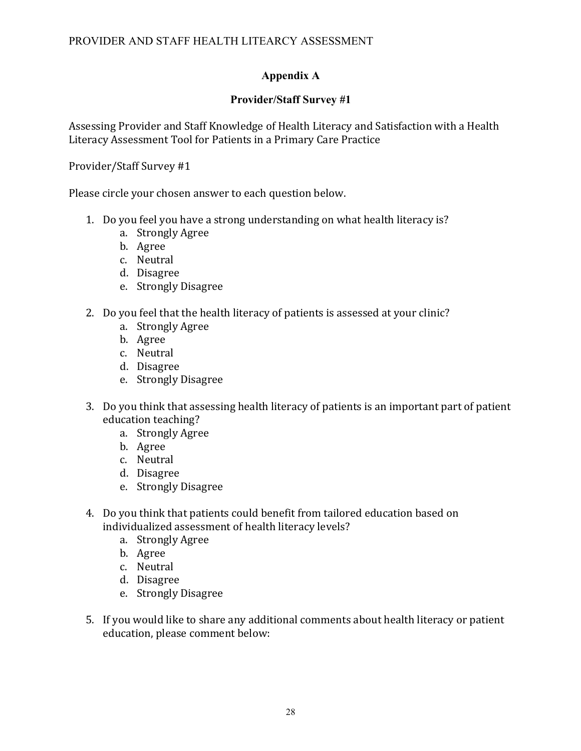## Appendix A

### Provider/Staff Survey #1

Assessing Provider and Staff Knowledge of Health Literacy and Satisfaction with a Health Literacy Assessment Tool for Patients in a Primary Care Practice

Provider/Staff Survey #1

Please circle your chosen answer to each question below.

1. Do you feel you have a strong understanding on what health literacy is?
   a. Strongly Agree
   b. Agree
   c. Neutral
   d. Disagree
   e. Strongly Disagree

2. Do you feel that the health literacy of patients is assessed at your clinic?
   a. Strongly Agree
   b. Agree
   c. Neutral
   d. Disagree
   e. Strongly Disagree

3. Do you think that assessing health literacy of patients is an important part of patient education teaching?
   a. Strongly Agree
   b. Agree
   c. Neutral
   d. Disagree
   e. Strongly Disagree

4. Do you think that patients could benefit from tailored education based on individualized assessment of health literacy levels?
   a. Strongly Agree
   b. Agree
   c. Neutral
   d. Disagree
   e. Strongly Disagree

5. If you would like to share any additional comments about health literacy or patient education, please comment below: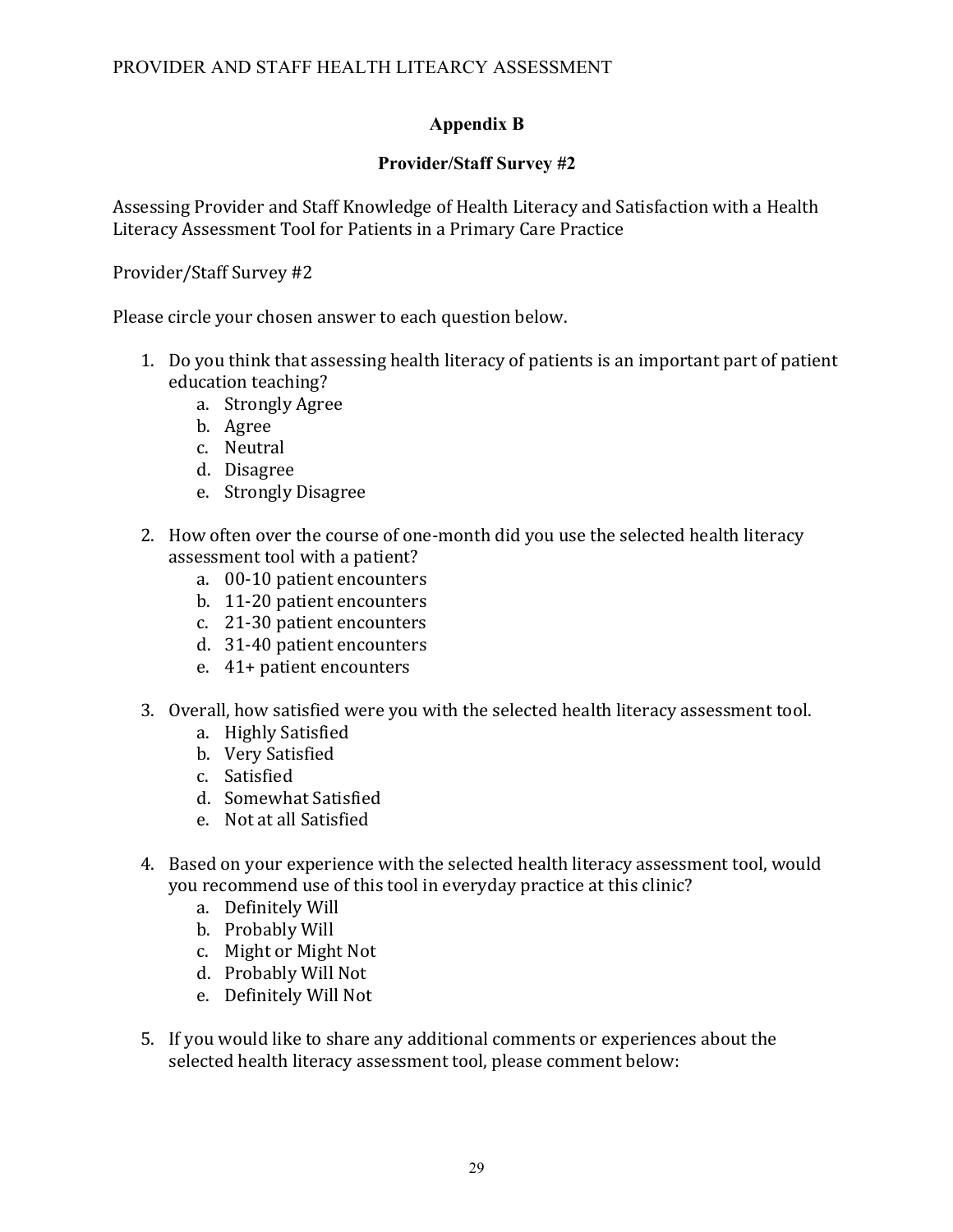## Appendix B

### Provider/Staff Survey #2

Assessing Provider and Staff Knowledge of Health Literacy and Satisfaction with a Health Literacy Assessment Tool for Patients in a Primary Care Practice

Provider/Staff Survey #2

Please circle your chosen answer to each question below.

1. Do you think that assessing health literacy of patients is an important part of patient education teaching?
   a. Strongly Agree
   b. Agree
   c. Neutral
   d. Disagree
   e. Strongly Disagree

2. How often over the course of one-month did you use the selected health literacy assessment tool with a patient?
   a. 00-10 patient encounters
   b. 11-20 patient encounters
   c. 21-30 patient encounters
   d. 31-40 patient encounters
   e. 41+ patient encounters

3. Overall, how satisfied were you with the selected health literacy assessment tool.
   a. Highly Satisfied
   b. Very Satisfied
   c. Satisfied
   d. Somewhat Satisfied
   e. Not at all Satisfied

4. Based on your experience with the selected health literacy assessment tool, would you recommend use of this tool in everyday practice at this clinic?
   a. Definitely Will
   b. Probably Will
   c. Might or Might Not
   d. Probably Will Not
   e. Definitely Will Not

5. If you would like to share any additional comments or experiences about the selected health literacy assessment tool, please comment below: